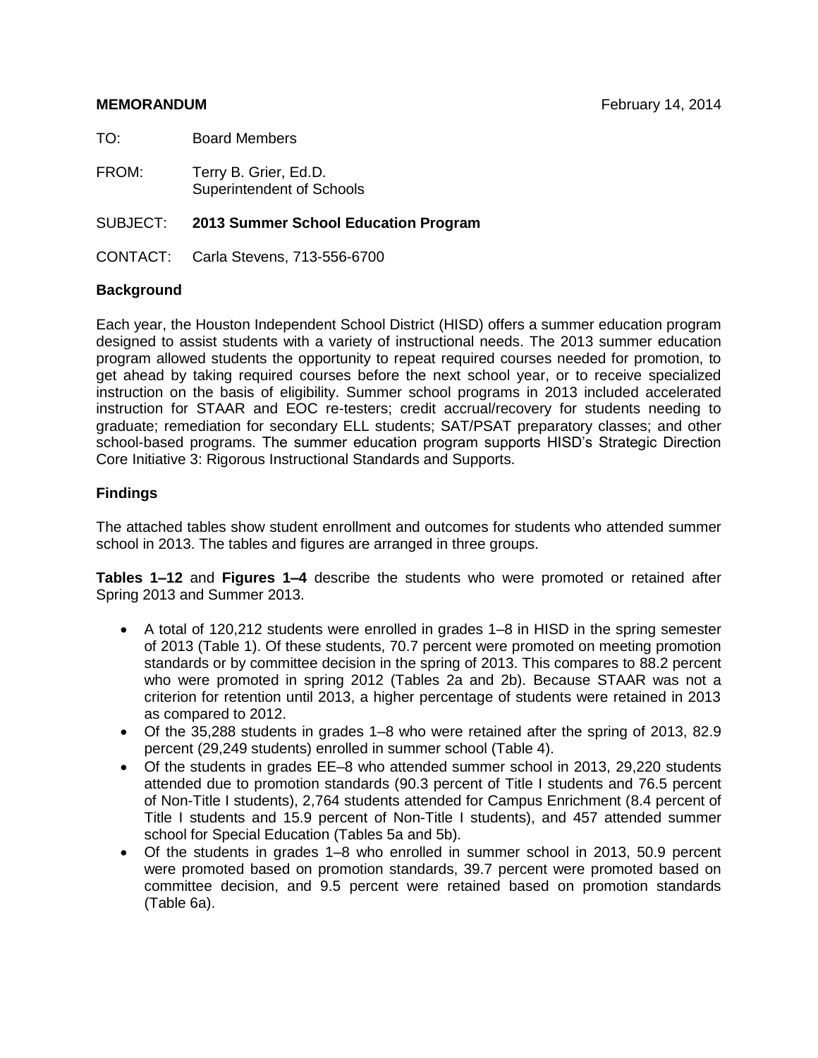**MEMORANDUM** February 14, 2014

TO: Board Members

FROM: Terry B. Grier, Ed.D.
Superintendent of Schools

SUBJECT: **2013 Summer School Education Program**

CONTACT: Carla Stevens, 713-556-6700

## Background

Each year, the Houston Independent School District (HISD) offers a summer education program designed to assist students with a variety of instructional needs. The 2013 summer education program allowed students the opportunity to repeat required courses needed for promotion, to get ahead by taking required courses before the next school year, or to receive specialized instruction on the basis of eligibility. Summer school programs in 2013 included accelerated instruction for STAAR and EOC re-testers; credit accrual/recovery for students needing to graduate; remediation for secondary ELL students; SAT/PSAT preparatory classes; and other school-based programs. The summer education program supports HISD's Strategic Direction Core Initiative 3: Rigorous Instructional Standards and Supports.

## Findings

The attached tables show student enrollment and outcomes for students who attended summer school in 2013. The tables and figures are arranged in three groups.

**Tables 1–12** and **Figures 1–4** describe the students who were promoted or retained after Spring 2013 and Summer 2013.

- A total of 120,212 students were enrolled in grades 1–8 in HISD in the spring semester of 2013 (Table 1). Of these students, 70.7 percent were promoted on meeting promotion standards or by committee decision in the spring of 2013. This compares to 88.2 percent who were promoted in spring 2012 (Tables 2a and 2b). Because STAAR was not a criterion for retention until 2013, a higher percentage of students were retained in 2013 as compared to 2012.
- Of the 35,288 students in grades 1–8 who were retained after the spring of 2013, 82.9 percent (29,249 students) enrolled in summer school (Table 4).
- Of the students in grades EE–8 who attended summer school in 2013, 29,220 students attended due to promotion standards (90.3 percent of Title I students and 76.5 percent of Non-Title I students), 2,764 students attended for Campus Enrichment (8.4 percent of Title I students and 15.9 percent of Non-Title I students), and 457 attended summer school for Special Education (Tables 5a and 5b).
- Of the students in grades 1–8 who enrolled in summer school in 2013, 50.9 percent were promoted based on promotion standards, 39.7 percent were promoted based on committee decision, and 9.5 percent were retained based on promotion standards (Table 6a).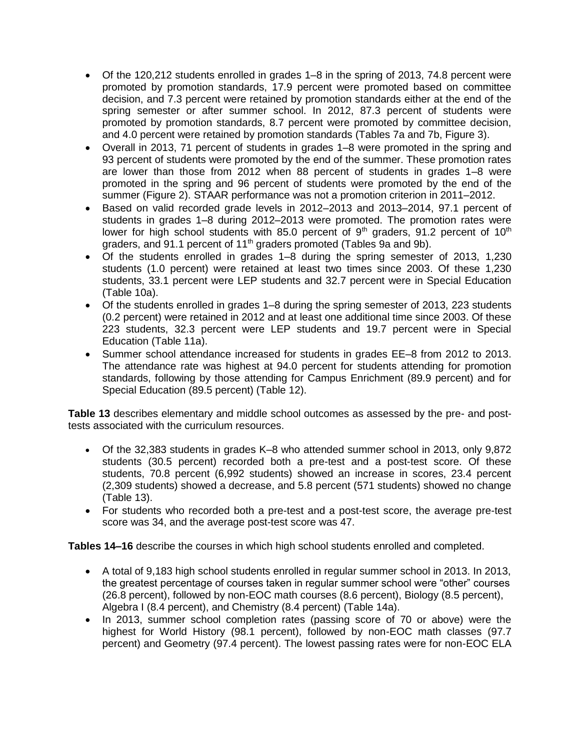- Of the 120,212 students enrolled in grades 1–8 in the spring of 2013, 74.8 percent were promoted by promotion standards, 17.9 percent were promoted based on committee decision, and 7.3 percent were retained by promotion standards either at the end of the spring semester or after summer school. In 2012, 87.3 percent of students were promoted by promotion standards, 8.7 percent were promoted by committee decision, and 4.0 percent were retained by promotion standards (Tables 7a and 7b, Figure 3).
- Overall in 2013, 71 percent of students in grades 1–8 were promoted in the spring and 93 percent of students were promoted by the end of the summer. These promotion rates are lower than those from 2012 when 88 percent of students in grades 1–8 were promoted in the spring and 96 percent of students were promoted by the end of the summer (Figure 2). STAAR performance was not a promotion criterion in 2011–2012.
- Based on valid recorded grade levels in 2012–2013 and 2013–2014, 97.1 percent of students in grades 1–8 during 2012–2013 were promoted. The promotion rates were lower for high school students with 85.0 percent of 9th graders, 91.2 percent of 10th graders, and 91.1 percent of 11th graders promoted (Tables 9a and 9b).
- Of the students enrolled in grades 1–8 during the spring semester of 2013, 1,230 students (1.0 percent) were retained at least two times since 2003. Of these 1,230 students, 33.1 percent were LEP students and 32.7 percent were in Special Education (Table 10a).
- Of the students enrolled in grades 1–8 during the spring semester of 2013, 223 students (0.2 percent) were retained in 2012 and at least one additional time since 2003. Of these 223 students, 32.3 percent were LEP students and 19.7 percent were in Special Education (Table 11a).
- Summer school attendance increased for students in grades EE–8 from 2012 to 2013. The attendance rate was highest at 94.0 percent for students attending for promotion standards, following by those attending for Campus Enrichment (89.9 percent) and for Special Education (89.5 percent) (Table 12).

**Table 13** describes elementary and middle school outcomes as assessed by the pre- and post-tests associated with the curriculum resources.

- Of the 32,383 students in grades K–8 who attended summer school in 2013, only 9,872 students (30.5 percent) recorded both a pre-test and a post-test score. Of these students, 70.8 percent (6,992 students) showed an increase in scores, 23.4 percent (2,309 students) showed a decrease, and 5.8 percent (571 students) showed no change (Table 13).
- For students who recorded both a pre-test and a post-test score, the average pre-test score was 34, and the average post-test score was 47.

**Tables 14–16** describe the courses in which high school students enrolled and completed.

- A total of 9,183 high school students enrolled in regular summer school in 2013. In 2013, the greatest percentage of courses taken in regular summer school were "other" courses (26.8 percent), followed by non-EOC math courses (8.6 percent), Biology (8.5 percent), Algebra I (8.4 percent), and Chemistry (8.4 percent) (Table 14a).
- In 2013, summer school completion rates (passing score of 70 or above) were the highest for World History (98.1 percent), followed by non-EOC math classes (97.7 percent) and Geometry (97.4 percent). The lowest passing rates were for non-EOC ELA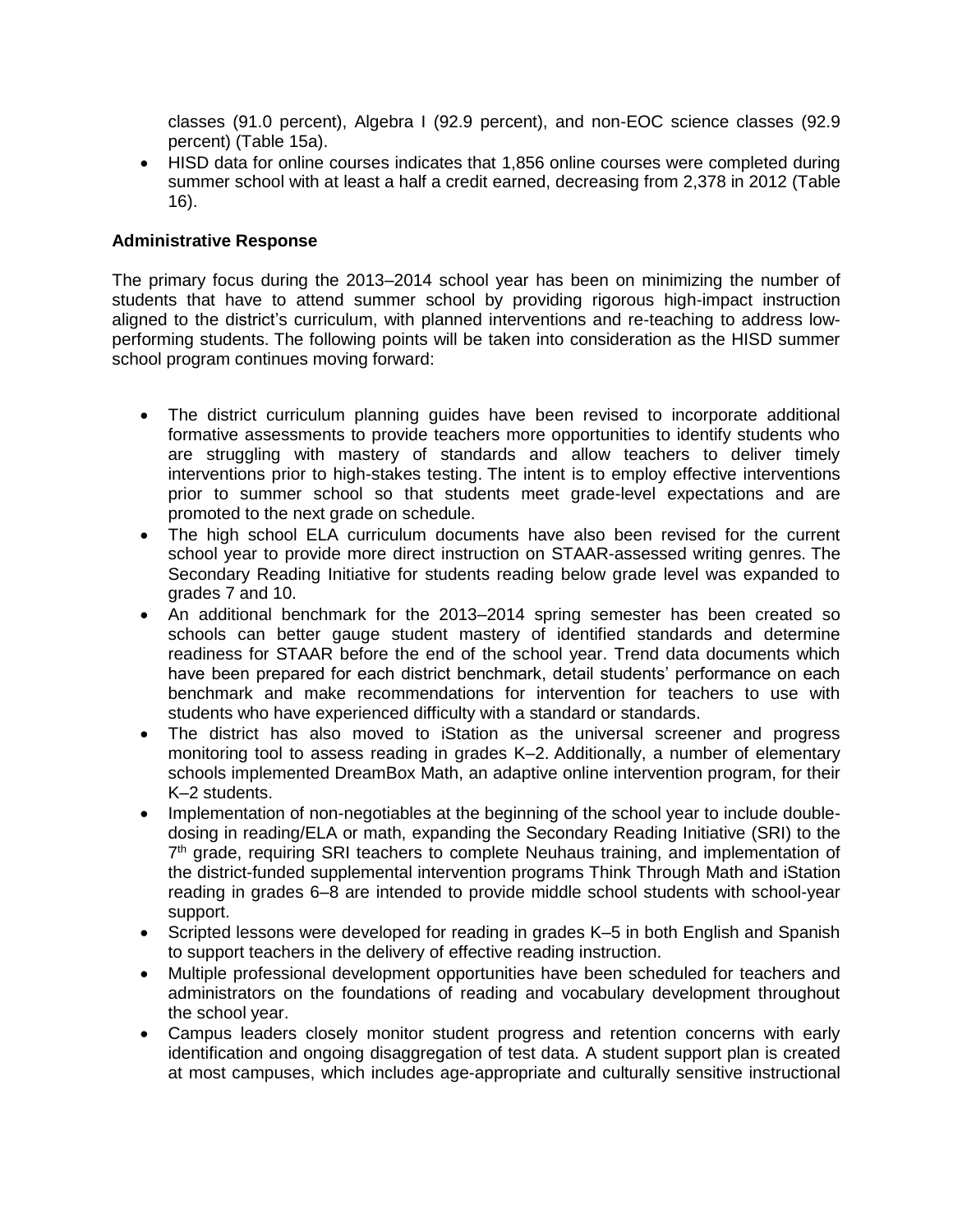classes (91.0 percent), Algebra I (92.9 percent), and non-EOC science classes (92.9 percent) (Table 15a).

- HISD data for online courses indicates that 1,856 online courses were completed during summer school with at least a half a credit earned, decreasing from 2,378 in 2012 (Table 16).

**Administrative Response**

The primary focus during the 2013–2014 school year has been on minimizing the number of students that have to attend summer school by providing rigorous high-impact instruction aligned to the district's curriculum, with planned interventions and re-teaching to address low-performing students. The following points will be taken into consideration as the HISD summer school program continues moving forward:

- The district curriculum planning guides have been revised to incorporate additional formative assessments to provide teachers more opportunities to identify students who are struggling with mastery of standards and allow teachers to deliver timely interventions prior to high-stakes testing. The intent is to employ effective interventions prior to summer school so that students meet grade-level expectations and are promoted to the next grade on schedule.
- The high school ELA curriculum documents have also been revised for the current school year to provide more direct instruction on STAAR-assessed writing genres. The Secondary Reading Initiative for students reading below grade level was expanded to grades 7 and 10.
- An additional benchmark for the 2013–2014 spring semester has been created so schools can better gauge student mastery of identified standards and determine readiness for STAAR before the end of the school year. Trend data documents which have been prepared for each district benchmark, detail students' performance on each benchmark and make recommendations for intervention for teachers to use with students who have experienced difficulty with a standard or standards.
- The district has also moved to iStation as the universal screener and progress monitoring tool to assess reading in grades K–2. Additionally, a number of elementary schools implemented DreamBox Math, an adaptive online intervention program, for their K–2 students.
- Implementation of non-negotiables at the beginning of the school year to include double-dosing in reading/ELA or math, expanding the Secondary Reading Initiative (SRI) to the 7th grade, requiring SRI teachers to complete Neuhaus training, and implementation of the district-funded supplemental intervention programs Think Through Math and iStation reading in grades 6–8 are intended to provide middle school students with school-year support.
- Scripted lessons were developed for reading in grades K–5 in both English and Spanish to support teachers in the delivery of effective reading instruction.
- Multiple professional development opportunities have been scheduled for teachers and administrators on the foundations of reading and vocabulary development throughout the school year.
- Campus leaders closely monitor student progress and retention concerns with early identification and ongoing disaggregation of test data. A student support plan is created at most campuses, which includes age-appropriate and culturally sensitive instructional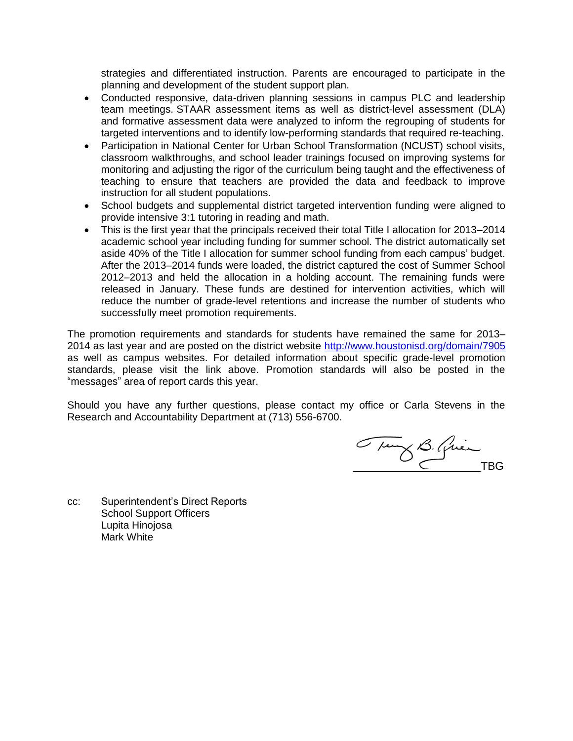strategies and differentiated instruction. Parents are encouraged to participate in the planning and development of the student support plan.

- Conducted responsive, data-driven planning sessions in campus PLC and leadership team meetings. STAAR assessment items as well as district-level assessment (DLA) and formative assessment data were analyzed to inform the regrouping of students for targeted interventions and to identify low-performing standards that required re-teaching.
- Participation in National Center for Urban School Transformation (NCUST) school visits, classroom walkthroughs, and school leader trainings focused on improving systems for monitoring and adjusting the rigor of the curriculum being taught and the effectiveness of teaching to ensure that teachers are provided the data and feedback to improve instruction for all student populations.
- School budgets and supplemental district targeted intervention funding were aligned to provide intensive 3:1 tutoring in reading and math.
- This is the first year that the principals received their total Title I allocation for 2013–2014 academic school year including funding for summer school. The district automatically set aside 40% of the Title I allocation for summer school funding from each campus' budget. After the 2013–2014 funds were loaded, the district captured the cost of Summer School 2012–2013 and held the allocation in a holding account. The remaining funds were released in January. These funds are destined for intervention activities, which will reduce the number of grade-level retentions and increase the number of students who successfully meet promotion requirements.

The promotion requirements and standards for students have remained the same for 2013–2014 as last year and are posted on the district website http://www.houstonisd.org/domain/7905 as well as campus websites. For detailed information about specific grade-level promotion standards, please visit the link above. Promotion standards will also be posted in the "messages" area of report cards this year.

Should you have any further questions, please contact my office or Carla Stevens in the Research and Accountability Department at (713) 556-6700.

TBG

cc: Superintendent's Direct Reports
School Support Officers
Lupita Hinojosa
Mark White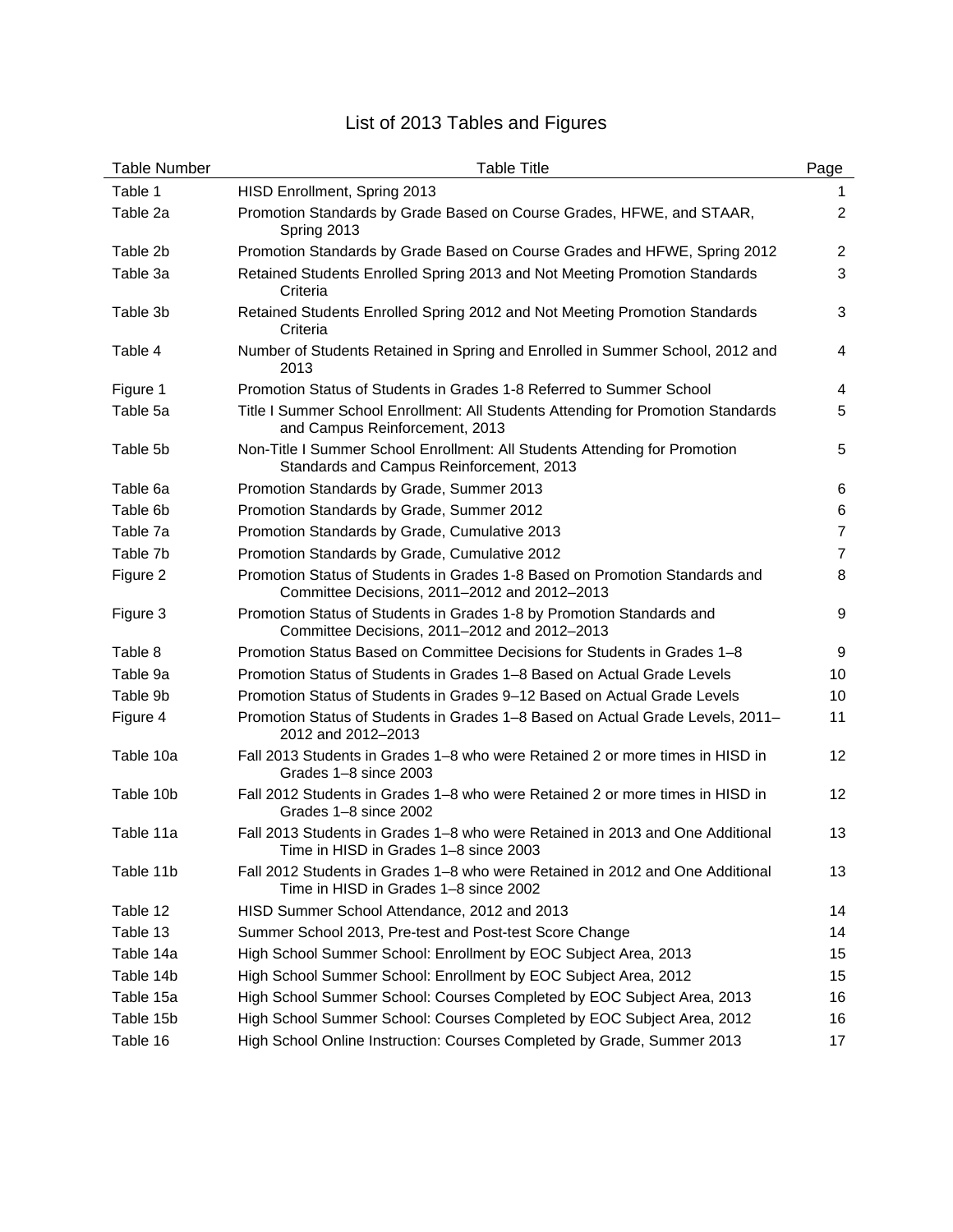# List of 2013 Tables and Figures

| Table Number | Table Title | Page |
|---|---|---|
| Table 1 | HISD Enrollment, Spring 2013 | 1 |
| Table 2a | Promotion Standards by Grade Based on Course Grades, HFWE, and STAAR, Spring 2013 | 2 |
| Table 2b | Promotion Standards by Grade Based on Course Grades and HFWE, Spring 2012 | 2 |
| Table 3a | Retained Students Enrolled Spring 2013 and Not Meeting Promotion Standards Criteria | 3 |
| Table 3b | Retained Students Enrolled Spring 2012 and Not Meeting Promotion Standards Criteria | 3 |
| Table 4 | Number of Students Retained in Spring and Enrolled in Summer School, 2012 and 2013 | 4 |
| Figure 1 | Promotion Status of Students in Grades 1-8 Referred to Summer School | 4 |
| Table 5a | Title I Summer School Enrollment: All Students Attending for Promotion Standards and Campus Reinforcement, 2013 | 5 |
| Table 5b | Non-Title I Summer School Enrollment: All Students Attending for Promotion Standards and Campus Reinforcement, 2013 | 5 |
| Table 6a | Promotion Standards by Grade, Summer 2013 | 6 |
| Table 6b | Promotion Standards by Grade, Summer 2012 | 6 |
| Table 7a | Promotion Standards by Grade, Cumulative 2013 | 7 |
| Table 7b | Promotion Standards by Grade, Cumulative 2012 | 7 |
| Figure 2 | Promotion Status of Students in Grades 1-8 Based on Promotion Standards and Committee Decisions, 2011–2012 and 2012–2013 | 8 |
| Figure 3 | Promotion Status of Students in Grades 1-8 by Promotion Standards and Committee Decisions, 2011–2012 and 2012–2013 | 9 |
| Table 8 | Promotion Status Based on Committee Decisions for Students in Grades 1–8 | 9 |
| Table 9a | Promotion Status of Students in Grades 1–8 Based on Actual Grade Levels | 10 |
| Table 9b | Promotion Status of Students in Grades 9–12 Based on Actual Grade Levels | 10 |
| Figure 4 | Promotion Status of Students in Grades 1–8 Based on Actual Grade Levels, 2011–2012 and 2012–2013 | 11 |
| Table 10a | Fall 2013 Students in Grades 1–8 who were Retained 2 or more times in HISD in Grades 1–8 since 2003 | 12 |
| Table 10b | Fall 2012 Students in Grades 1–8 who were Retained 2 or more times in HISD in Grades 1–8 since 2002 | 12 |
| Table 11a | Fall 2013 Students in Grades 1–8 who were Retained in 2013 and One Additional Time in HISD in Grades 1–8 since 2003 | 13 |
| Table 11b | Fall 2012 Students in Grades 1–8 who were Retained in 2012 and One Additional Time in HISD in Grades 1–8 since 2002 | 13 |
| Table 12 | HISD Summer School Attendance, 2012 and 2013 | 14 |
| Table 13 | Summer School 2013, Pre-test and Post-test Score Change | 14 |
| Table 14a | High School Summer School: Enrollment by EOC Subject Area, 2013 | 15 |
| Table 14b | High School Summer School: Enrollment by EOC Subject Area, 2012 | 15 |
| Table 15a | High School Summer School: Courses Completed by EOC Subject Area, 2013 | 16 |
| Table 15b | High School Summer School: Courses Completed by EOC Subject Area, 2012 | 16 |
| Table 16 | High School Online Instruction: Courses Completed by Grade, Summer 2013 | 17 |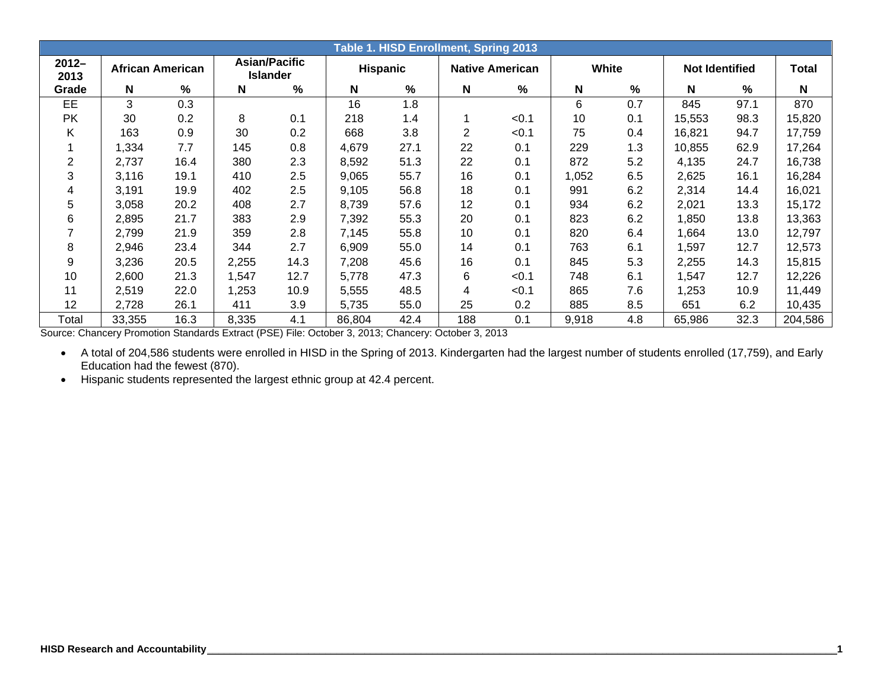**Table 1. HISD Enrollment, Spring 2013**

| 2012–2013 Grade | African American | | Asian/Pacific Islander | | Hispanic | | Native American | | White | | Not Identified | | Total |
|---|---|---|---|---|---|---|---|---|---|---|---|---|---|
| | N | % | N | % | N | % | N | % | N | % | N | % | N |
| EE | 3 | 0.3 | | | 16 | 1.8 | | | 6 | 0.7 | 845 | 97.1 | 870 |
| PK | 30 | 0.2 | 8 | 0.1 | 218 | 1.4 | 1 | <0.1 | 10 | 0.1 | 15,553 | 98.3 | 15,820 |
| K | 163 | 0.9 | 30 | 0.2 | 668 | 3.8 | 2 | <0.1 | 75 | 0.4 | 16,821 | 94.7 | 17,759 |
| 1 | 1,334 | 7.7 | 145 | 0.8 | 4,679 | 27.1 | 22 | 0.1 | 229 | 1.3 | 10,855 | 62.9 | 17,264 |
| 2 | 2,737 | 16.4 | 380 | 2.3 | 8,592 | 51.3 | 22 | 0.1 | 872 | 5.2 | 4,135 | 24.7 | 16,738 |
| 3 | 3,116 | 19.1 | 410 | 2.5 | 9,065 | 55.7 | 16 | 0.1 | 1,052 | 6.5 | 2,625 | 16.1 | 16,284 |
| 4 | 3,191 | 19.9 | 402 | 2.5 | 9,105 | 56.8 | 18 | 0.1 | 991 | 6.2 | 2,314 | 14.4 | 16,021 |
| 5 | 3,058 | 20.2 | 408 | 2.7 | 8,739 | 57.6 | 12 | 0.1 | 934 | 6.2 | 2,021 | 13.3 | 15,172 |
| 6 | 2,895 | 21.7 | 383 | 2.9 | 7,392 | 55.3 | 20 | 0.1 | 823 | 6.2 | 1,850 | 13.8 | 13,363 |
| 7 | 2,799 | 21.9 | 359 | 2.8 | 7,145 | 55.8 | 10 | 0.1 | 820 | 6.4 | 1,664 | 13.0 | 12,797 |
| 8 | 2,946 | 23.4 | 344 | 2.7 | 6,909 | 55.0 | 14 | 0.1 | 763 | 6.1 | 1,597 | 12.7 | 12,573 |
| 9 | 3,236 | 20.5 | 2,255 | 14.3 | 7,208 | 45.6 | 16 | 0.1 | 845 | 5.3 | 2,255 | 14.3 | 15,815 |
| 10 | 2,600 | 21.3 | 1,547 | 12.7 | 5,778 | 47.3 | 6 | <0.1 | 748 | 6.1 | 1,547 | 12.7 | 12,226 |
| 11 | 2,519 | 22.0 | 1,253 | 10.9 | 5,555 | 48.5 | 4 | <0.1 | 865 | 7.6 | 1,253 | 10.9 | 11,449 |
| 12 | 2,728 | 26.1 | 411 | 3.9 | 5,735 | 55.0 | 25 | 0.2 | 885 | 8.5 | 651 | 6.2 | 10,435 |
| Total | 33,355 | 16.3 | 8,335 | 4.1 | 86,804 | 42.4 | 188 | 0.1 | 9,918 | 4.8 | 65,986 | 32.3 | 204,586 |

Source: Chancery Promotion Standards Extract (PSE) File: October 3, 2013; Chancery: October 3, 2013

- A total of 204,586 students were enrolled in HISD in the Spring of 2013. Kindergarten had the largest number of students enrolled (17,759), and Early Education had the fewest (870).
- Hispanic students represented the largest ethnic group at 42.4 percent.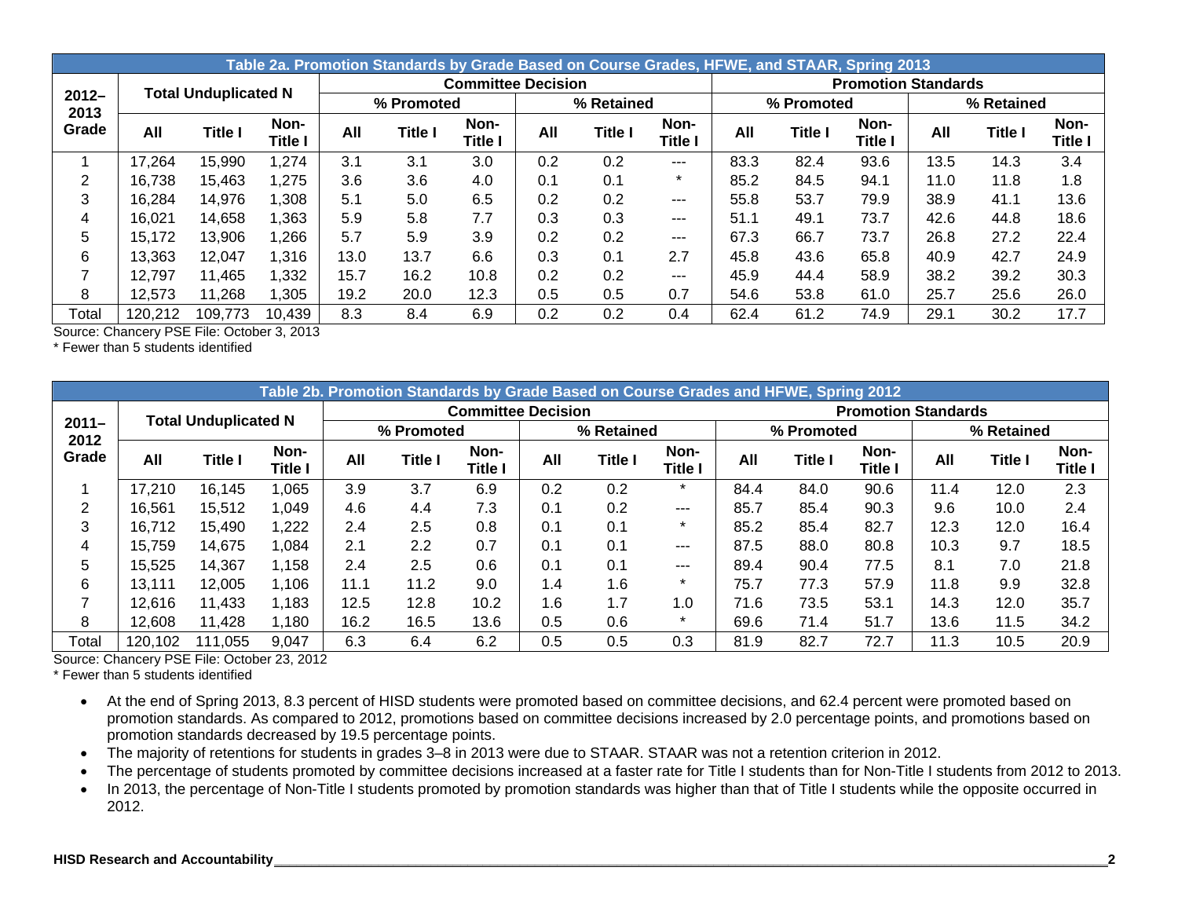| Table 2a. Promotion Standards by Grade Based on Course Grades, HFWE, and STAAR, Spring 2013 | | | | | | | | | | | | | | | | |
|---|---|---|---|---|---|---|---|---|---|---|---|---|---|---|---|---|
| 2012–2013 Grade | Total Unduplicated N | | | Committee Decision | | | | | | Promotion Standards | | | | | | |
| | | | | % Promoted | | | % Retained | | | % Promoted | | | % Retained | | | |
| | All | Title I | Non-Title I | All | Title I | Non-Title I | All | Title I | Non-Title I | All | Title I | Non-Title I | All | Title I | Non-Title I |
| 1 | 17,264 | 15,990 | 1,274 | 3.1 | 3.1 | 3.0 | 0.2 | 0.2 | --- | 83.3 | 82.4 | 93.6 | 13.5 | 14.3 | 3.4 |
| 2 | 16,738 | 15,463 | 1,275 | 3.6 | 3.6 | 4.0 | 0.1 | 0.1 | * | 85.2 | 84.5 | 94.1 | 11.0 | 11.8 | 1.8 |
| 3 | 16,284 | 14,976 | 1,308 | 5.1 | 5.0 | 6.5 | 0.2 | 0.2 | --- | 55.8 | 53.7 | 79.9 | 38.9 | 41.1 | 13.6 |
| 4 | 16,021 | 14,658 | 1,363 | 5.9 | 5.8 | 7.7 | 0.3 | 0.3 | --- | 51.1 | 49.1 | 73.7 | 42.6 | 44.8 | 18.6 |
| 5 | 15,172 | 13,906 | 1,266 | 5.7 | 5.9 | 3.9 | 0.2 | 0.2 | --- | 67.3 | 66.7 | 73.7 | 26.8 | 27.2 | 22.4 |
| 6 | 13,363 | 12,047 | 1,316 | 13.0 | 13.7 | 6.6 | 0.3 | 0.1 | 2.7 | 45.8 | 43.6 | 65.8 | 40.9 | 42.7 | 24.9 |
| 7 | 12,797 | 11,465 | 1,332 | 15.7 | 16.2 | 10.8 | 0.2 | 0.2 | --- | 45.9 | 44.4 | 58.9 | 38.2 | 39.2 | 30.3 |
| 8 | 12,573 | 11,268 | 1,305 | 19.2 | 20.0 | 12.3 | 0.5 | 0.5 | 0.7 | 54.6 | 53.8 | 61.0 | 25.7 | 25.6 | 26.0 |
| Total | 120,212 | 109,773 | 10,439 | 8.3 | 8.4 | 6.9 | 0.2 | 0.2 | 0.4 | 62.4 | 61.2 | 74.9 | 29.1 | 30.2 | 17.7 |

Source: Chancery PSE File: October 3, 2013
\* Fewer than 5 students identified

| Table 2b. Promotion Standards by Grade Based on Course Grades and HFWE, Spring 2012 | | | | | | | | | | | | | | | |
|---|---|---|---|---|---|---|---|---|---|---|---|---|---|---|---|
| 2011–2012 Grade | Total Unduplicated N | | | Committee Decision | | | | | | Promotion Standards | | | | | |
| | | | | % Promoted | | | % Retained | | | % Promoted | | | % Retained | | |
| | All | Title I | Non-Title I | All | Title I | Non-Title I | All | Title I | Non-Title I | All | Title I | Non-Title I | All | Title I | Non-Title I |
| 1 | 17,210 | 16,145 | 1,065 | 3.9 | 3.7 | 6.9 | 0.2 | 0.2 | * | 84.4 | 84.0 | 90.6 | 11.4 | 12.0 | 2.3 |
| 2 | 16,561 | 15,512 | 1,049 | 4.6 | 4.4 | 7.3 | 0.1 | 0.2 | --- | 85.7 | 85.4 | 90.3 | 9.6 | 10.0 | 2.4 |
| 3 | 16,712 | 15,490 | 1,222 | 2.4 | 2.5 | 0.8 | 0.1 | 0.1 | * | 85.2 | 85.4 | 82.7 | 12.3 | 12.0 | 16.4 |
| 4 | 15,759 | 14,675 | 1,084 | 2.1 | 2.2 | 0.7 | 0.1 | 0.1 | --- | 87.5 | 88.0 | 80.8 | 10.3 | 9.7 | 18.5 |
| 5 | 15,525 | 14,367 | 1,158 | 2.4 | 2.5 | 0.6 | 0.1 | 0.1 | --- | 89.4 | 90.4 | 77.5 | 8.1 | 7.0 | 21.8 |
| 6 | 13,111 | 12,005 | 1,106 | 11.1 | 11.2 | 9.0 | 1.4 | 1.6 | * | 75.7 | 77.3 | 57.9 | 11.8 | 9.9 | 32.8 |
| 7 | 12,616 | 11,433 | 1,183 | 12.5 | 12.8 | 10.2 | 1.6 | 1.7 | 1.0 | 71.6 | 73.5 | 53.1 | 14.3 | 12.0 | 35.7 |
| 8 | 12,608 | 11,428 | 1,180 | 16.2 | 16.5 | 13.6 | 0.5 | 0.6 | * | 69.6 | 71.4 | 51.7 | 13.6 | 11.5 | 34.2 |
| Total | 120,102 | 111,055 | 9,047 | 6.3 | 6.4 | 6.2 | 0.5 | 0.5 | 0.3 | 81.9 | 82.7 | 72.7 | 11.3 | 10.5 | 20.9 |

Source: Chancery PSE File: October 23, 2012
\* Fewer than 5 students identified

- At the end of Spring 2013, 8.3 percent of HISD students were promoted based on committee decisions, and 62.4 percent were promoted based on promotion standards. As compared to 2012, promotions based on committee decisions increased by 2.0 percentage points, and promotions based on promotion standards decreased by 19.5 percentage points.
- The majority of retentions for students in grades 3–8 in 2013 were due to STAAR. STAAR was not a retention criterion in 2012.
- The percentage of students promoted by committee decisions increased at a faster rate for Title I students than for Non-Title I students from 2012 to 2013.
- In 2013, the percentage of Non-Title I students promoted by promotion standards was higher than that of Title I students while the opposite occurred in 2012.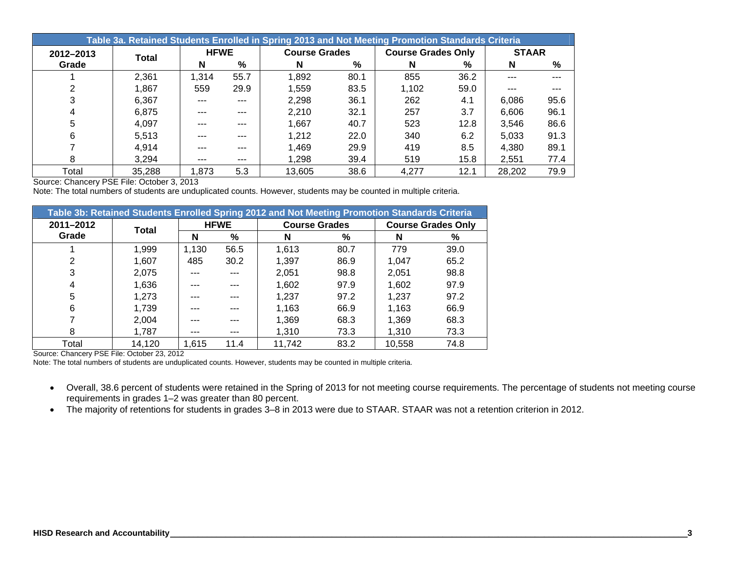| Table 3a. Retained Students Enrolled in Spring 2013 and Not Meeting Promotion Standards Criteria | | | | | | | | | | |
|---|---|---|---|---|---|---|---|---|---|---|
| 2012–2013 Grade | Total | HFWE | | Course Grades | | Course Grades Only | | STAAR | | |
| | | N | % | N | % | N | % | N | % | |
| 1 | 2,361 | 1,314 | 55.7 | 1,892 | 80.1 | 855 | 36.2 | --- | --- | |
| 2 | 1,867 | 559 | 29.9 | 1,559 | 83.5 | 1,102 | 59.0 | --- | --- | |
| 3 | 6,367 | --- | --- | 2,298 | 36.1 | 262 | 4.1 | 6,086 | 95.6 | |
| 4 | 6,875 | --- | --- | 2,210 | 32.1 | 257 | 3.7 | 6,606 | 96.1 | |
| 5 | 4,097 | --- | --- | 1,667 | 40.7 | 523 | 12.8 | 3,546 | 86.6 | |
| 6 | 5,513 | --- | --- | 1,212 | 22.0 | 340 | 6.2 | 5,033 | 91.3 | |
| 7 | 4,914 | --- | --- | 1,469 | 29.9 | 419 | 8.5 | 4,380 | 89.1 | |
| 8 | 3,294 | --- | --- | 1,298 | 39.4 | 519 | 15.8 | 2,551 | 77.4 | |
| Total | 35,288 | 1,873 | 5.3 | 13,605 | 38.6 | 4,277 | 12.1 | 28,202 | 79.9 | |

Source: Chancery PSE File: October 3, 2013

Note: The total numbers of students are unduplicated counts. However, students may be counted in multiple criteria.

| Table 3b: Retained Students Enrolled Spring 2012 and Not Meeting Promotion Standards Criteria | | | | | | | |
|---|---|---|---|---|---|---|---|
| 2011–2012 Grade | Total | HFWE | | Course Grades | | Course Grades Only | |
| | | N | % | N | % | N | % |
| 1 | 1,999 | 1,130 | 56.5 | 1,613 | 80.7 | 779 | 39.0 |
| 2 | 1,607 | 485 | 30.2 | 1,397 | 86.9 | 1,047 | 65.2 |
| 3 | 2,075 | --- | --- | 2,051 | 98.8 | 2,051 | 98.8 |
| 4 | 1,636 | --- | --- | 1,602 | 97.9 | 1,602 | 97.9 |
| 5 | 1,273 | --- | --- | 1,237 | 97.2 | 1,237 | 97.2 |
| 6 | 1,739 | --- | --- | 1,163 | 66.9 | 1,163 | 66.9 |
| 7 | 2,004 | --- | --- | 1,369 | 68.3 | 1,369 | 68.3 |
| 8 | 1,787 | --- | --- | 1,310 | 73.3 | 1,310 | 73.3 |
| Total | 14,120 | 1,615 | 11.4 | 11,742 | 83.2 | 10,558 | 74.8 |

Source: Chancery PSE File: October 23, 2012

Note: The total numbers of students are unduplicated counts. However, students may be counted in multiple criteria.

- Overall, 38.6 percent of students were retained in the Spring of 2013 for not meeting course requirements. The percentage of students not meeting course requirements in grades 1–2 was greater than 80 percent.
- The majority of retentions for students in grades 3–8 in 2013 were due to STAAR. STAAR was not a retention criterion in 2012.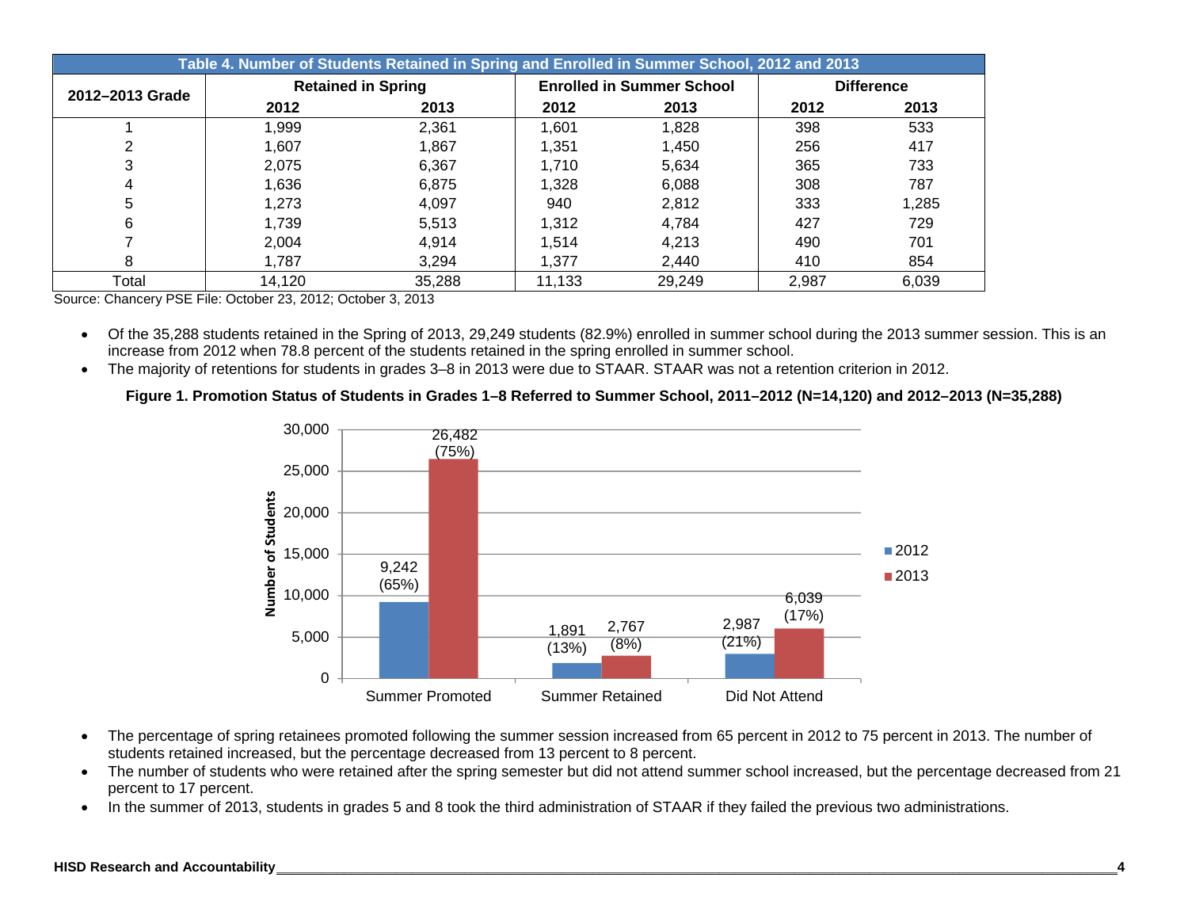**Table 4. Number of Students Retained in Spring and Enrolled in Summer School, 2012 and 2013**

| 2012–2013 Grade | Retained in Spring | | Enrolled in Summer School | | Difference | |
|---|---|---|---|---|---|---|
| | 2012 | 2013 | 2012 | 2013 | 2012 | 2013 |
| 1 | 1,999 | 2,361 | 1,601 | 1,828 | 398 | 533 |
| 2 | 1,607 | 1,867 | 1,351 | 1,450 | 256 | 417 |
| 3 | 2,075 | 6,367 | 1,710 | 5,634 | 365 | 733 |
| 4 | 1,636 | 6,875 | 1,328 | 6,088 | 308 | 787 |
| 5 | 1,273 | 4,097 | 940 | 2,812 | 333 | 1,285 |
| 6 | 1,739 | 5,513 | 1,312 | 4,784 | 427 | 729 |
| 7 | 2,004 | 4,914 | 1,514 | 4,213 | 490 | 701 |
| 8 | 1,787 | 3,294 | 1,377 | 2,440 | 410 | 854 |
| Total | 14,120 | 35,288 | 11,133 | 29,249 | 2,987 | 6,039 |

Source: Chancery PSE File: October 23, 2012; October 3, 2013

- Of the 35,288 students retained in the Spring of 2013, 29,249 students (82.9%) enrolled in summer school during the 2013 summer session. This is an increase from 2012 when 78.8 percent of the students retained in the spring enrolled in summer school.
- The majority of retentions for students in grades 3–8 in 2013 were due to STAAR. STAAR was not a retention criterion in 2012.

**Figure 1. Promotion Status of Students in Grades 1–8 Referred to Summer School, 2011–2012 (N=14,120) and 2012–2013 (N=35,288)**

| | 2012 | 2013 |
|---|---|---|
| Summer Promoted | 9,242 (65%) | 26,482 (75%) |
| Summer Retained | 1,891 (13%) | 2,767 (8%) |
| Did Not Attend | 2,987 (21%) | 6,039 (17%) |

- The percentage of spring retainees promoted following the summer session increased from 65 percent in 2012 to 75 percent in 2013. The number of students retained increased, but the percentage decreased from 13 percent to 8 percent.
- The number of students who were retained after the spring semester but did not attend summer school increased, but the percentage decreased from 21 percent to 17 percent.
- In the summer of 2013, students in grades 5 and 8 took the third administration of STAAR if they failed the previous two administrations.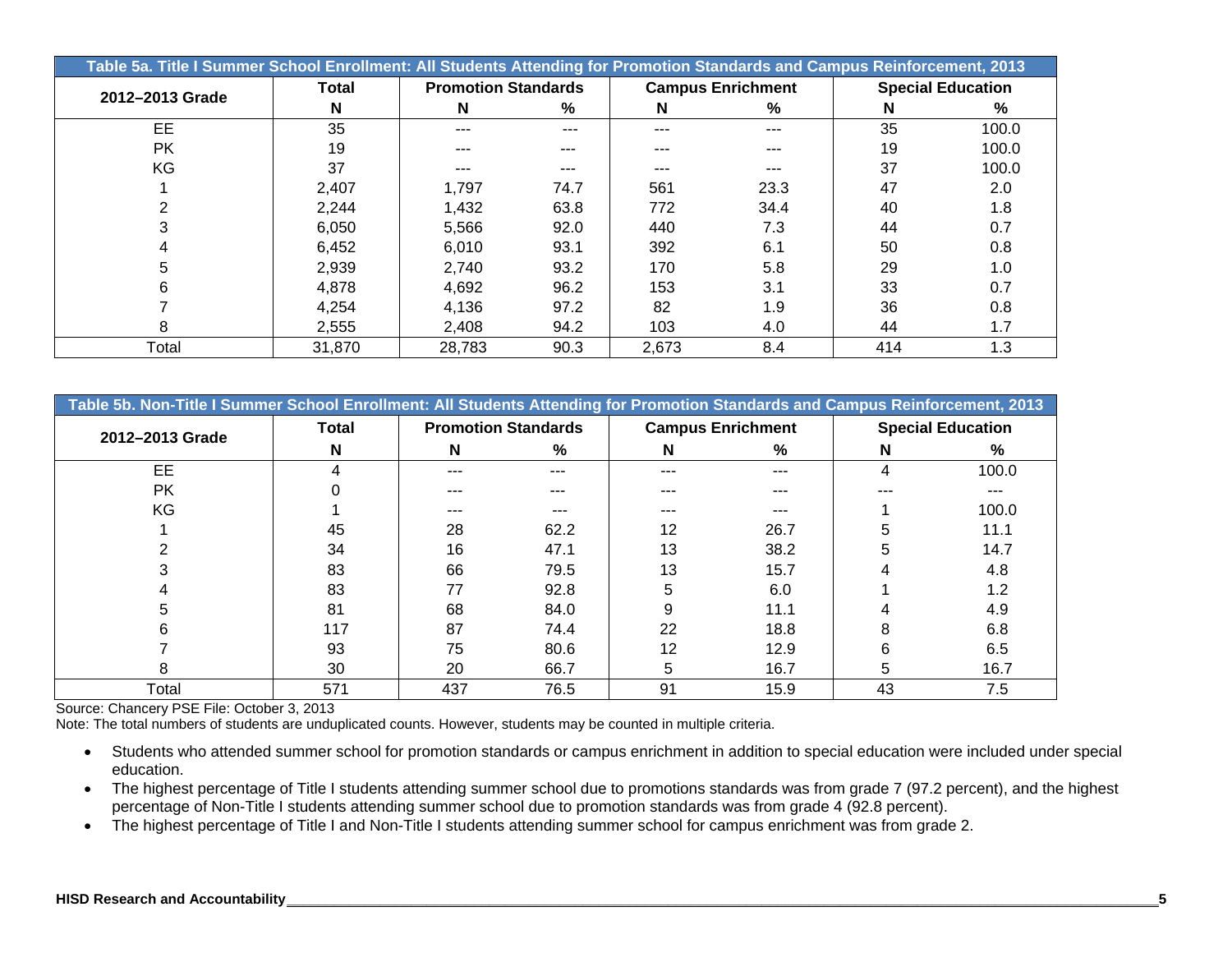**Table 5a. Title I Summer School Enrollment: All Students Attending for Promotion Standards and Campus Reinforcement, 2013**

| 2012–2013 Grade | Total | Promotion Standards | | Campus Enrichment | | Special Education | |
|---|---|---|---|---|---|---|---|
| | N | N | % | N | % | N | % |
| EE | 35 | --- | --- | --- | --- | 35 | 100.0 |
| PK | 19 | --- | --- | --- | --- | 19 | 100.0 |
| KG | 37 | --- | --- | --- | --- | 37 | 100.0 |
| 1 | 2,407 | 1,797 | 74.7 | 561 | 23.3 | 47 | 2.0 |
| 2 | 2,244 | 1,432 | 63.8 | 772 | 34.4 | 40 | 1.8 |
| 3 | 6,050 | 5,566 | 92.0 | 440 | 7.3 | 44 | 0.7 |
| 4 | 6,452 | 6,010 | 93.1 | 392 | 6.1 | 50 | 0.8 |
| 5 | 2,939 | 2,740 | 93.2 | 170 | 5.8 | 29 | 1.0 |
| 6 | 4,878 | 4,692 | 96.2 | 153 | 3.1 | 33 | 0.7 |
| 7 | 4,254 | 4,136 | 97.2 | 82 | 1.9 | 36 | 0.8 |
| 8 | 2,555 | 2,408 | 94.2 | 103 | 4.0 | 44 | 1.7 |
| Total | 31,870 | 28,783 | 90.3 | 2,673 | 8.4 | 414 | 1.3 |

**Table 5b. Non-Title I Summer School Enrollment: All Students Attending for Promotion Standards and Campus Reinforcement, 2013**

| 2012–2013 Grade | Total | Promotion Standards | | Campus Enrichment | | Special Education | |
|---|---|---|---|---|---|---|---|
| | N | N | % | N | % | N | % |
| EE | 4 | --- | --- | --- | --- | 4 | 100.0 |
| PK | 0 | --- | --- | --- | --- | --- | --- |
| KG | 1 | --- | --- | --- | --- | 1 | 100.0 |
| 1 | 45 | 28 | 62.2 | 12 | 26.7 | 5 | 11.1 |
| 2 | 34 | 16 | 47.1 | 13 | 38.2 | 5 | 14.7 |
| 3 | 83 | 66 | 79.5 | 13 | 15.7 | 4 | 4.8 |
| 4 | 83 | 77 | 92.8 | 5 | 6.0 | 1 | 1.2 |
| 5 | 81 | 68 | 84.0 | 9 | 11.1 | 4 | 4.9 |
| 6 | 117 | 87 | 74.4 | 22 | 18.8 | 8 | 6.8 |
| 7 | 93 | 75 | 80.6 | 12 | 12.9 | 6 | 6.5 |
| 8 | 30 | 20 | 66.7 | 5 | 16.7 | 5 | 16.7 |
| Total | 571 | 437 | 76.5 | 91 | 15.9 | 43 | 7.5 |

Source: Chancery PSE File: October 3, 2013

Note: The total numbers of students are unduplicated counts. However, students may be counted in multiple criteria.

- Students who attended summer school for promotion standards or campus enrichment in addition to special education were included under special education.
- The highest percentage of Title I students attending summer school due to promotions standards was from grade 7 (97.2 percent), and the highest percentage of Non-Title I students attending summer school due to promotion standards was from grade 4 (92.8 percent).
- The highest percentage of Title I and Non-Title I students attending summer school for campus enrichment was from grade 2.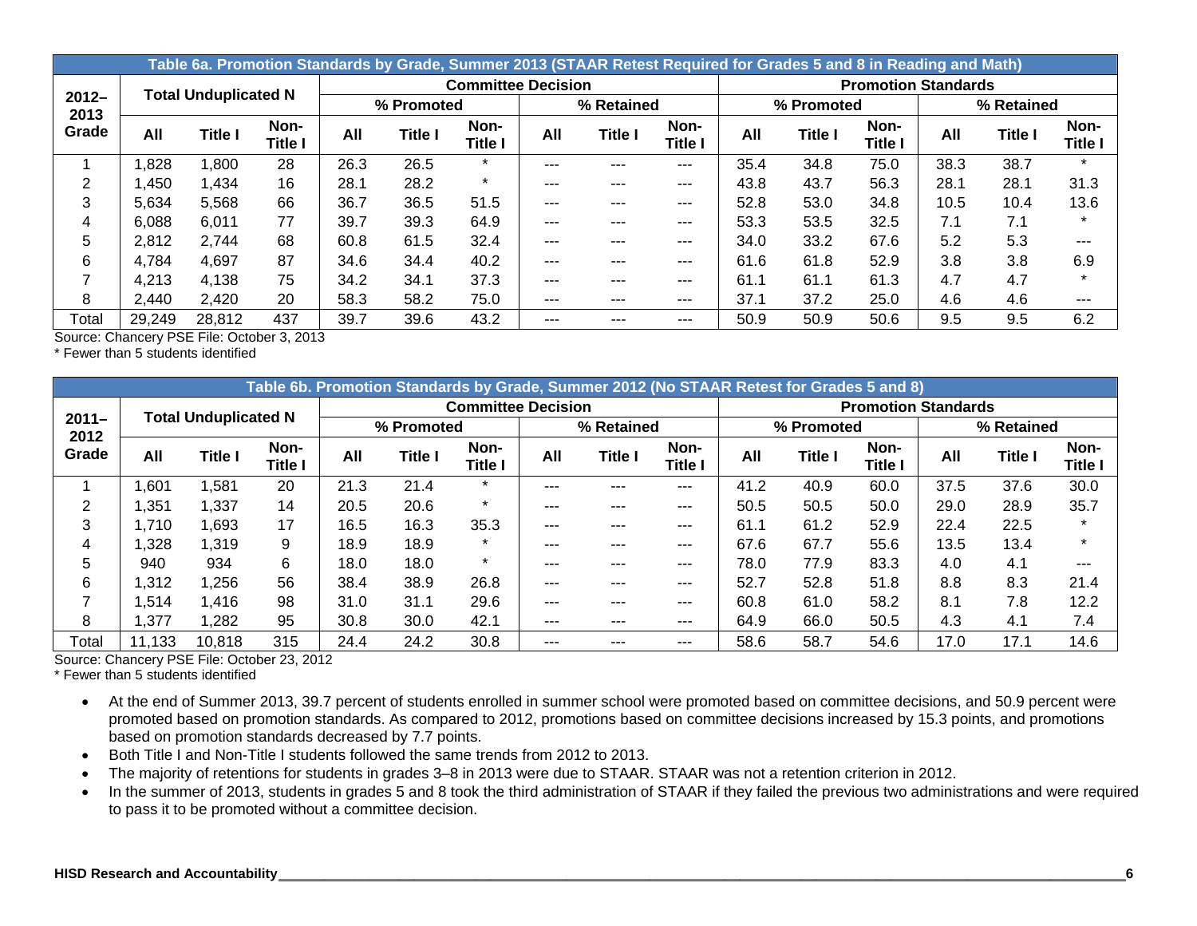**Table 6a. Promotion Standards by Grade, Summer 2013 (STAAR Retest Required for Grades 5 and 8 in Reading and Math)**

| 2012–2013 Grade | Total Unduplicated N | | | Committee Decision | | | | | | Promotion Standards | | | | | |
|---|---|---|---|---|---|---|---|---|---|---|---|---|---|---|---|
| | | | | % Promoted | | | % Retained | | | % Promoted | | | % Retained | | |
| | All | Title I | Non-Title I | All | Title I | Non-Title I | All | Title I | Non-Title I | All | Title I | Non-Title I | All | Title I | Non-Title I |
| 1 | 1,828 | 1,800 | 28 | 26.3 | 26.5 | * | --- | --- | --- | 35.4 | 34.8 | 75.0 | 38.3 | 38.7 | * |
| 2 | 1,450 | 1,434 | 16 | 28.1 | 28.2 | * | --- | --- | --- | 43.8 | 43.7 | 56.3 | 28.1 | 28.1 | 31.3 |
| 3 | 5,634 | 5,568 | 66 | 36.7 | 36.5 | 51.5 | --- | --- | --- | 52.8 | 53.0 | 34.8 | 10.5 | 10.4 | 13.6 |
| 4 | 6,088 | 6,011 | 77 | 39.7 | 39.3 | 64.9 | --- | --- | --- | 53.3 | 53.5 | 32.5 | 7.1 | 7.1 | * |
| 5 | 2,812 | 2,744 | 68 | 60.8 | 61.5 | 32.4 | --- | --- | --- | 34.0 | 33.2 | 67.6 | 5.2 | 5.3 | --- |
| 6 | 4,784 | 4,697 | 87 | 34.6 | 34.4 | 40.2 | --- | --- | --- | 61.6 | 61.8 | 52.9 | 3.8 | 3.8 | 6.9 |
| 7 | 4,213 | 4,138 | 75 | 34.2 | 34.1 | 37.3 | --- | --- | --- | 61.1 | 61.1 | 61.3 | 4.7 | 4.7 | * |
| 8 | 2,440 | 2,420 | 20 | 58.3 | 58.2 | 75.0 | --- | --- | --- | 37.1 | 37.2 | 25.0 | 4.6 | 4.6 | --- |
| Total | 29,249 | 28,812 | 437 | 39.7 | 39.6 | 43.2 | --- | --- | --- | 50.9 | 50.9 | 50.6 | 9.5 | 9.5 | 6.2 |

Source: Chancery PSE File: October 3, 2013
* Fewer than 5 students identified

**Table 6b. Promotion Standards by Grade, Summer 2012 (No STAAR Retest for Grades 5 and 8)**

| 2011–2012 Grade | Total Unduplicated N | | | Committee Decision | | | | | | Promotion Standards | | | | | |
|---|---|---|---|---|---|---|---|---|---|---|---|---|---|---|---|
| | | | | % Promoted | | | % Retained | | | % Promoted | | | % Retained | | |
| | All | Title I | Non-Title I | All | Title I | Non-Title I | All | Title I | Non-Title I | All | Title I | Non-Title I | All | Title I | Non-Title I |
| 1 | 1,601 | 1,581 | 20 | 21.3 | 21.4 | * | --- | --- | --- | 41.2 | 40.9 | 60.0 | 37.5 | 37.6 | 30.0 |
| 2 | 1,351 | 1,337 | 14 | 20.5 | 20.6 | * | --- | --- | --- | 50.5 | 50.5 | 50.0 | 29.0 | 28.9 | 35.7 |
| 3 | 1,710 | 1,693 | 17 | 16.5 | 16.3 | 35.3 | --- | --- | --- | 61.1 | 61.2 | 52.9 | 22.4 | 22.5 | * |
| 4 | 1,328 | 1,319 | 9 | 18.9 | 18.9 | * | --- | --- | --- | 67.6 | 67.7 | 55.6 | 13.5 | 13.4 | * |
| 5 | 940 | 934 | 6 | 18.0 | 18.0 | * | --- | --- | --- | 78.0 | 77.9 | 83.3 | 4.0 | 4.1 | --- |
| 6 | 1,312 | 1,256 | 56 | 38.4 | 38.9 | 26.8 | --- | --- | --- | 52.7 | 52.8 | 51.8 | 8.8 | 8.3 | 21.4 |
| 7 | 1,514 | 1,416 | 98 | 31.0 | 31.1 | 29.6 | --- | --- | --- | 60.8 | 61.0 | 58.2 | 8.1 | 7.8 | 12.2 |
| 8 | 1,377 | 1,282 | 95 | 30.8 | 30.0 | 42.1 | --- | --- | --- | 64.9 | 66.0 | 50.5 | 4.3 | 4.1 | 7.4 |
| Total | 11,133 | 10,818 | 315 | 24.4 | 24.2 | 30.8 | --- | --- | --- | 58.6 | 58.7 | 54.6 | 17.0 | 17.1 | 14.6 |

Source: Chancery PSE File: October 23, 2012
* Fewer than 5 students identified

- At the end of Summer 2013, 39.7 percent of students enrolled in summer school were promoted based on committee decisions, and 50.9 percent were promoted based on promotion standards. As compared to 2012, promotions based on committee decisions increased by 15.3 points, and promotions based on promotion standards decreased by 7.7 points.
- Both Title I and Non-Title I students followed the same trends from 2012 to 2013.
- The majority of retentions for students in grades 3–8 in 2013 were due to STAAR. STAAR was not a retention criterion in 2012.
- In the summer of 2013, students in grades 5 and 8 took the third administration of STAAR if they failed the previous two administrations and were required to pass it to be promoted without a committee decision.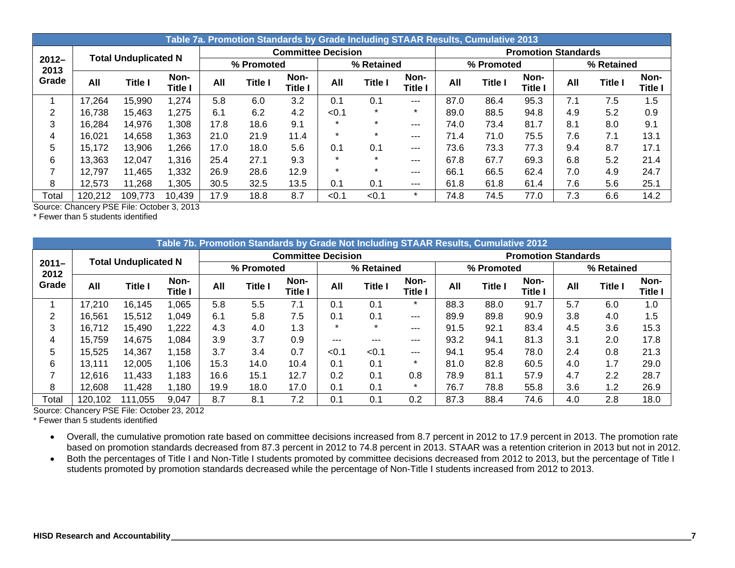**Table 7a. Promotion Standards by Grade Including STAAR Results, Cumulative 2013**

| 2012–2013 Grade | Total Unduplicated N | | | Committee Decision | | | | | | Promotion Standards | | | | | |
|---|---|---|---|---|---|---|---|---|---|---|---|---|---|---|---|
| | | | | % Promoted | | | % Retained | | | % Promoted | | | % Retained | | |
| | All | Title I | Non-Title I | All | Title I | Non-Title I | All | Title I | Non-Title I | All | Title I | Non-Title I | All | Title I | Non-Title I |
| 1 | 17,264 | 15,990 | 1,274 | 5.8 | 6.0 | 3.2 | 0.1 | 0.1 | --- | 87.0 | 86.4 | 95.3 | 7.1 | 7.5 | 1.5 |
| 2 | 16,738 | 15,463 | 1,275 | 6.1 | 6.2 | 4.2 | <0.1 | * | * | 89.0 | 88.5 | 94.8 | 4.9 | 5.2 | 0.9 |
| 3 | 16,284 | 14,976 | 1,308 | 17.8 | 18.6 | 9.1 | * | * | --- | 74.0 | 73.4 | 81.7 | 8.1 | 8.0 | 9.1 |
| 4 | 16,021 | 14,658 | 1,363 | 21.0 | 21.9 | 11.4 | * | * | --- | 71.4 | 71.0 | 75.5 | 7.6 | 7.1 | 13.1 |
| 5 | 15,172 | 13,906 | 1,266 | 17.0 | 18.0 | 5.6 | 0.1 | 0.1 | --- | 73.6 | 73.3 | 77.3 | 9.4 | 8.7 | 17.1 |
| 6 | 13,363 | 12,047 | 1,316 | 25.4 | 27.1 | 9.3 | * | * | --- | 67.8 | 67.7 | 69.3 | 6.8 | 5.2 | 21.4 |
| 7 | 12,797 | 11,465 | 1,332 | 26.9 | 28.6 | 12.9 | * | * | --- | 66.1 | 66.5 | 62.4 | 7.0 | 4.9 | 24.7 |
| 8 | 12,573 | 11,268 | 1,305 | 30.5 | 32.5 | 13.5 | 0.1 | 0.1 | --- | 61.8 | 61.8 | 61.4 | 7.6 | 5.6 | 25.1 |
| Total | 120,212 | 109,773 | 10,439 | 17.9 | 18.8 | 8.7 | <0.1 | <0.1 | * | 74.8 | 74.5 | 77.0 | 7.3 | 6.6 | 14.2 |

Source: Chancery PSE File: October 3, 2013
* Fewer than 5 students identified

**Table 7b. Promotion Standards by Grade Not Including STAAR Results, Cumulative 2012**

| 2011–2012 Grade | Total Unduplicated N | | | Committee Decision | | | | | | Promotion Standards | | | | | |
|---|---|---|---|---|---|---|---|---|---|---|---|---|---|---|---|
| | | | | % Promoted | | | % Retained | | | % Promoted | | | % Retained | | |
| | All | Title I | Non-Title I | All | Title I | Non-Title I | All | Title I | Non-Title I | All | Title I | Non-Title I | All | Title I | Non-Title I |
| 1 | 17,210 | 16,145 | 1,065 | 5.8 | 5.5 | 7.1 | 0.1 | 0.1 | * | 88.3 | 88.0 | 91.7 | 5.7 | 6.0 | 1.0 |
| 2 | 16,561 | 15,512 | 1,049 | 6.1 | 5.8 | 7.5 | 0.1 | 0.1 | --- | 89.9 | 89.8 | 90.9 | 3.8 | 4.0 | 1.5 |
| 3 | 16,712 | 15,490 | 1,222 | 4.3 | 4.0 | 1.3 | * | * | --- | 91.5 | 92.1 | 83.4 | 4.5 | 3.6 | 15.3 |
| 4 | 15,759 | 14,675 | 1,084 | 3.9 | 3.7 | 0.9 | --- | --- | --- | 93.2 | 94.1 | 81.3 | 3.1 | 2.0 | 17.8 |
| 5 | 15,525 | 14,367 | 1,158 | 3.7 | 3.4 | 0.7 | <0.1 | <0.1 | --- | 94.1 | 95.4 | 78.0 | 2.4 | 0.8 | 21.3 |
| 6 | 13,111 | 12,005 | 1,106 | 15.3 | 14.0 | 10.4 | 0.1 | 0.1 | * | 81.0 | 82.8 | 60.5 | 4.0 | 1.7 | 29.0 |
| 7 | 12,616 | 11,433 | 1,183 | 16.6 | 15.1 | 12.7 | 0.2 | 0.1 | 0.8 | 78.9 | 81.1 | 57.9 | 4.7 | 2.2 | 28.7 |
| 8 | 12,608 | 11,428 | 1,180 | 19.9 | 18.0 | 17.0 | 0.1 | 0.1 | * | 76.7 | 78.8 | 55.8 | 3.6 | 1.2 | 26.9 |
| Total | 120,102 | 111,055 | 9,047 | 8.7 | 8.1 | 7.2 | 0.1 | 0.1 | 0.2 | 87.3 | 88.4 | 74.6 | 4.0 | 2.8 | 18.0 |

Source: Chancery PSE File: October 23, 2012
* Fewer than 5 students identified

- Overall, the cumulative promotion rate based on committee decisions increased from 8.7 percent in 2012 to 17.9 percent in 2013. The promotion rate based on promotion standards decreased from 87.3 percent in 2012 to 74.8 percent in 2013. STAAR was a retention criterion in 2013 but not in 2012.
- Both the percentages of Title I and Non-Title I students promoted by committee decisions decreased from 2012 to 2013, but the percentage of Title I students promoted by promotion standards decreased while the percentage of Non-Title I students increased from 2012 to 2013.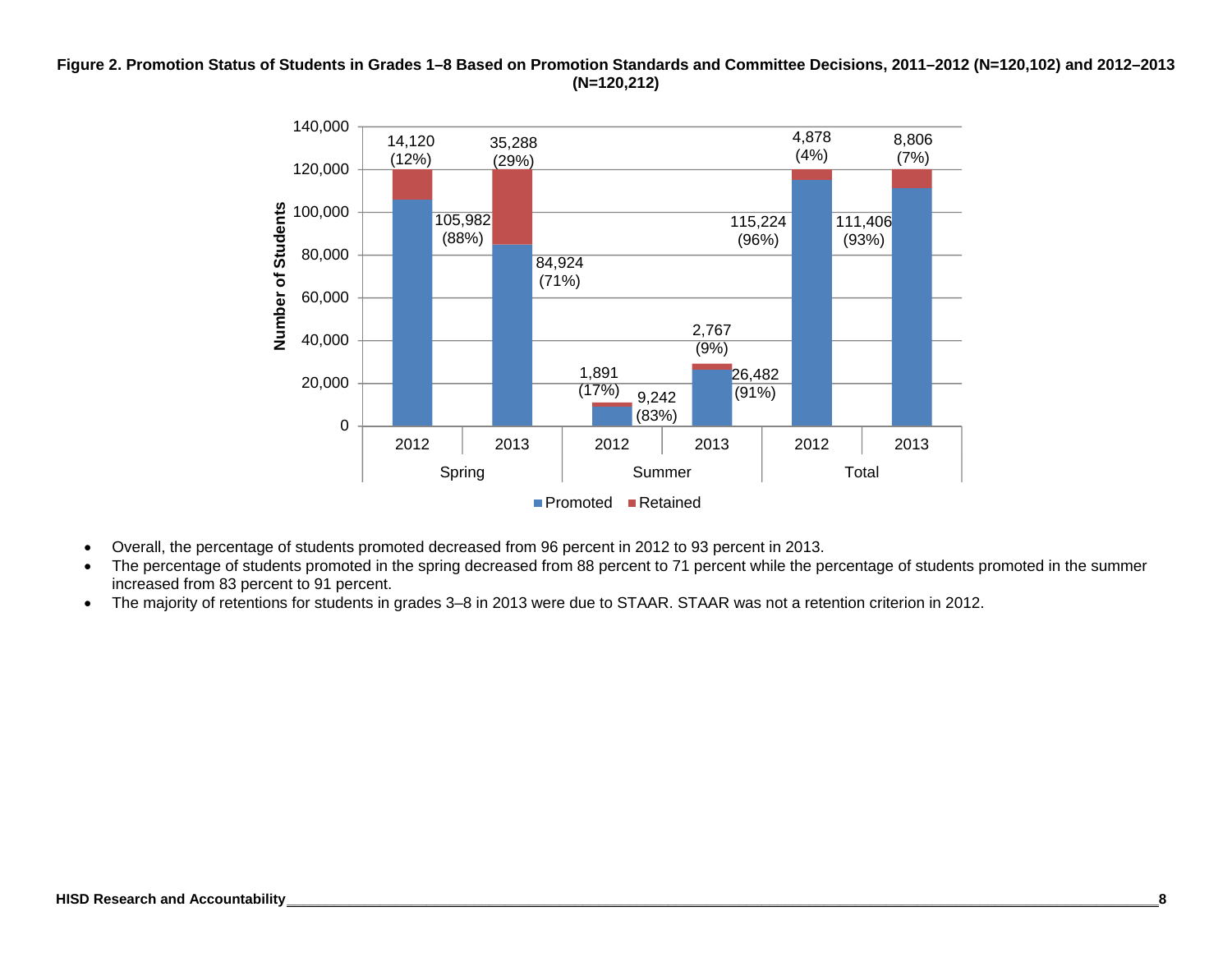**Figure 2. Promotion Status of Students in Grades 1–8 Based on Promotion Standards and Committee Decisions, 2011–2012 (N=120,102) and 2012–2013 (N=120,212)**

| Period | Year | Promoted | Retained |
|---|---|---|---|
| Spring | 2012 | 105,982 (88%) | 14,120 (12%) |
| Spring | 2013 | 84,924 (71%) | 35,288 (29%) |
| Summer | 2012 | 9,242 (83%) | 1,891 (17%) |
| Summer | 2013 | 26,482 (91%) | 2,767 (9%) |
| Total | 2012 | 115,224 (96%) | 4,878 (4%) |
| Total | 2013 | 111,406 (93%) | 8,806 (7%) |

- Overall, the percentage of students promoted decreased from 96 percent in 2012 to 93 percent in 2013.
- The percentage of students promoted in the spring decreased from 88 percent to 71 percent while the percentage of students promoted in the summer increased from 83 percent to 91 percent.
- The majority of retentions for students in grades 3–8 in 2013 were due to STAAR. STAAR was not a retention criterion in 2012.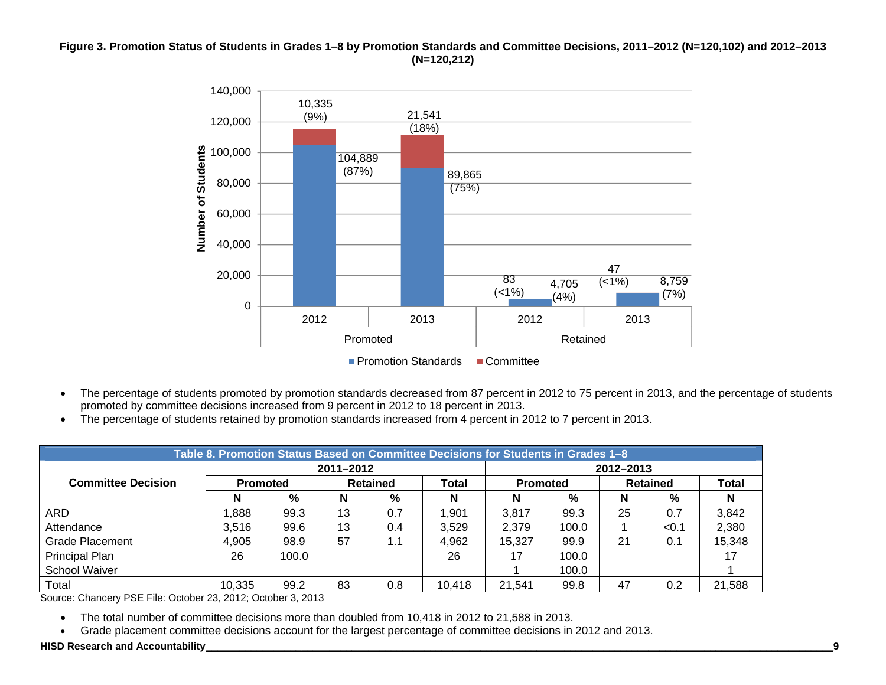**Figure 3. Promotion Status of Students in Grades 1–8 by Promotion Standards and Committee Decisions, 2011–2012 (N=120,102) and 2012–2013 (N=120,212)**

- The percentage of students promoted by promotion standards decreased from 87 percent in 2012 to 75 percent in 2013, and the percentage of students promoted by committee decisions increased from 9 percent in 2012 to 18 percent in 2013.
- The percentage of students retained by promotion standards increased from 4 percent in 2012 to 7 percent in 2013.

**Table 8. Promotion Status Based on Committee Decisions for Students in Grades 1–8**

| Committee Decision | 2011–2012 | | | | | 2012–2013 | | | | |
|---|---|---|---|---|---|---|---|---|---|---|
| | Promoted | | Retained | | Total | Promoted | | Retained | | Total |
| | N | % | N | % | N | N | % | N | % | N |
| ARD | 1,888 | 99.3 | 13 | 0.7 | 1,901 | 3,817 | 99.3 | 25 | 0.7 | 3,842 |
| Attendance | 3,516 | 99.6 | 13 | 0.4 | 3,529 | 2,379 | 100.0 | 1 | <0.1 | 2,380 |
| Grade Placement | 4,905 | 98.9 | 57 | 1.1 | 4,962 | 15,327 | 99.9 | 21 | 0.1 | 15,348 |
| Principal Plan | 26 | 100.0 | | | 26 | 17 | 100.0 | | | 17 |
| School Waiver | | | | | | 1 | 100.0 | | | 1 |
| Total | 10,335 | 99.2 | 83 | 0.8 | 10,418 | 21,541 | 99.8 | 47 | 0.2 | 21,588 |

Source: Chancery PSE File: October 23, 2012; October 3, 2013

- The total number of committee decisions more than doubled from 10,418 in 2012 to 21,588 in 2013.
- Grade placement committee decisions account for the largest percentage of committee decisions in 2012 and 2013.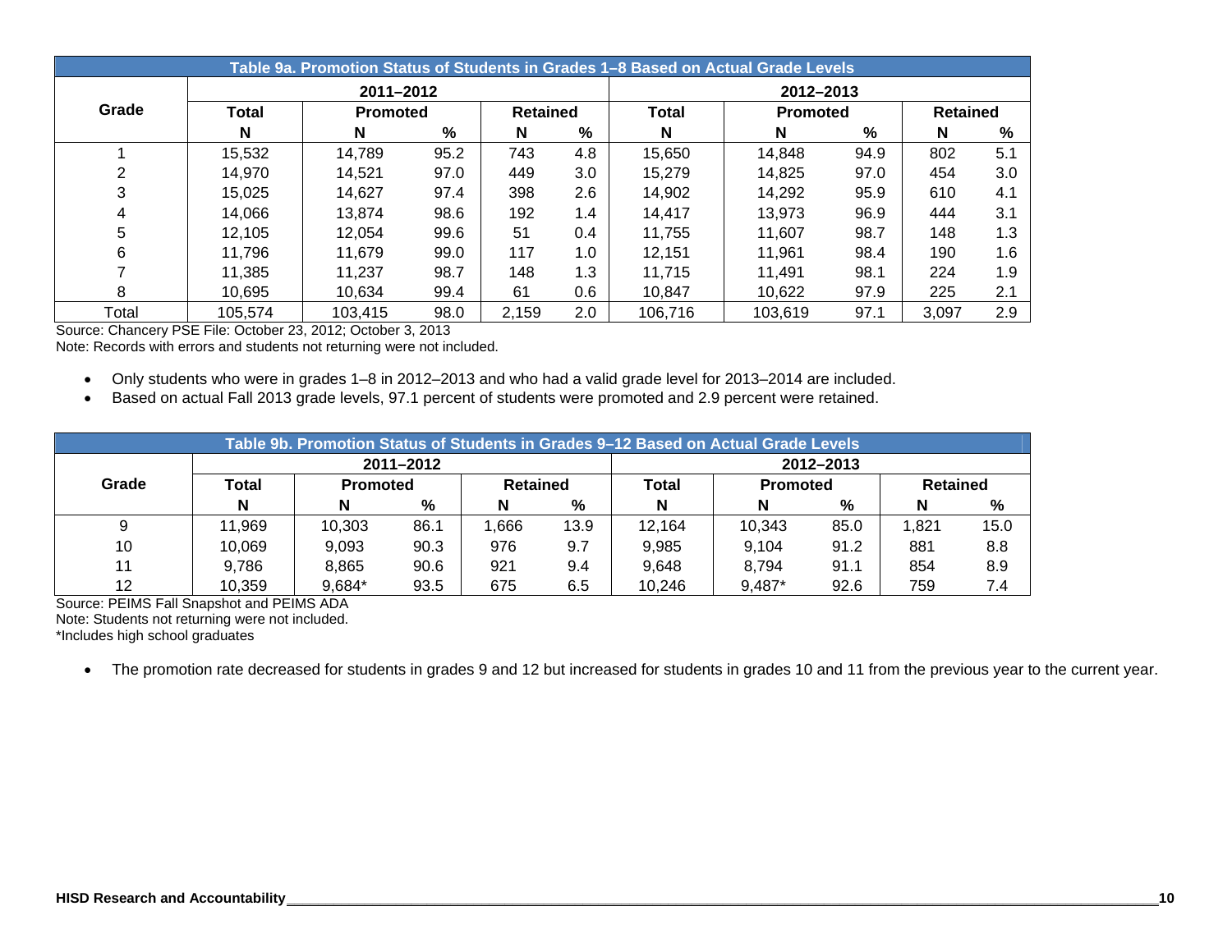**Table 9a. Promotion Status of Students in Grades 1–8 Based on Actual Grade Levels**

| Grade | 2011–2012 | | | | | 2012–2013 | | | | |
|---|---|---|---|---|---|---|---|---|---|---|
| | Total | Promoted | | Retained | | Total | Promoted | | Retained | |
| | N | N | % | N | % | N | N | % | N | % |
| 1 | 15,532 | 14,789 | 95.2 | 743 | 4.8 | 15,650 | 14,848 | 94.9 | 802 | 5.1 |
| 2 | 14,970 | 14,521 | 97.0 | 449 | 3.0 | 15,279 | 14,825 | 97.0 | 454 | 3.0 |
| 3 | 15,025 | 14,627 | 97.4 | 398 | 2.6 | 14,902 | 14,292 | 95.9 | 610 | 4.1 |
| 4 | 14,066 | 13,874 | 98.6 | 192 | 1.4 | 14,417 | 13,973 | 96.9 | 444 | 3.1 |
| 5 | 12,105 | 12,054 | 99.6 | 51 | 0.4 | 11,755 | 11,607 | 98.7 | 148 | 1.3 |
| 6 | 11,796 | 11,679 | 99.0 | 117 | 1.0 | 12,151 | 11,961 | 98.4 | 190 | 1.6 |
| 7 | 11,385 | 11,237 | 98.7 | 148 | 1.3 | 11,715 | 11,491 | 98.1 | 224 | 1.9 |
| 8 | 10,695 | 10,634 | 99.4 | 61 | 0.6 | 10,847 | 10,622 | 97.9 | 225 | 2.1 |
| Total | 105,574 | 103,415 | 98.0 | 2,159 | 2.0 | 106,716 | 103,619 | 97.1 | 3,097 | 2.9 |

Source: Chancery PSE File: October 23, 2012; October 3, 2013
Note: Records with errors and students not returning were not included.

- Only students who were in grades 1–8 in 2012–2013 and who had a valid grade level for 2013–2014 are included.
- Based on actual Fall 2013 grade levels, 97.1 percent of students were promoted and 2.9 percent were retained.

**Table 9b. Promotion Status of Students in Grades 9–12 Based on Actual Grade Levels**

| Grade | 2011–2012 | | | | | 2012–2013 | | | | |
|---|---|---|---|---|---|---|---|---|---|---|
| | Total | Promoted | | Retained | | Total | Promoted | | Retained | |
| | N | N | % | N | % | N | N | % | N | % |
| 9 | 11,969 | 10,303 | 86.1 | 1,666 | 13.9 | 12,164 | 10,343 | 85.0 | 1,821 | 15.0 |
| 10 | 10,069 | 9,093 | 90.3 | 976 | 9.7 | 9,985 | 9,104 | 91.2 | 881 | 8.8 |
| 11 | 9,786 | 8,865 | 90.6 | 921 | 9.4 | 9,648 | 8,794 | 91.1 | 854 | 8.9 |
| 12 | 10,359 | 9,684* | 93.5 | 675 | 6.5 | 10,246 | 9,487* | 92.6 | 759 | 7.4 |

Source: PEIMS Fall Snapshot and PEIMS ADA
Note: Students not returning were not included.
*Includes high school graduates

- The promotion rate decreased for students in grades 9 and 12 but increased for students in grades 10 and 11 from the previous year to the current year.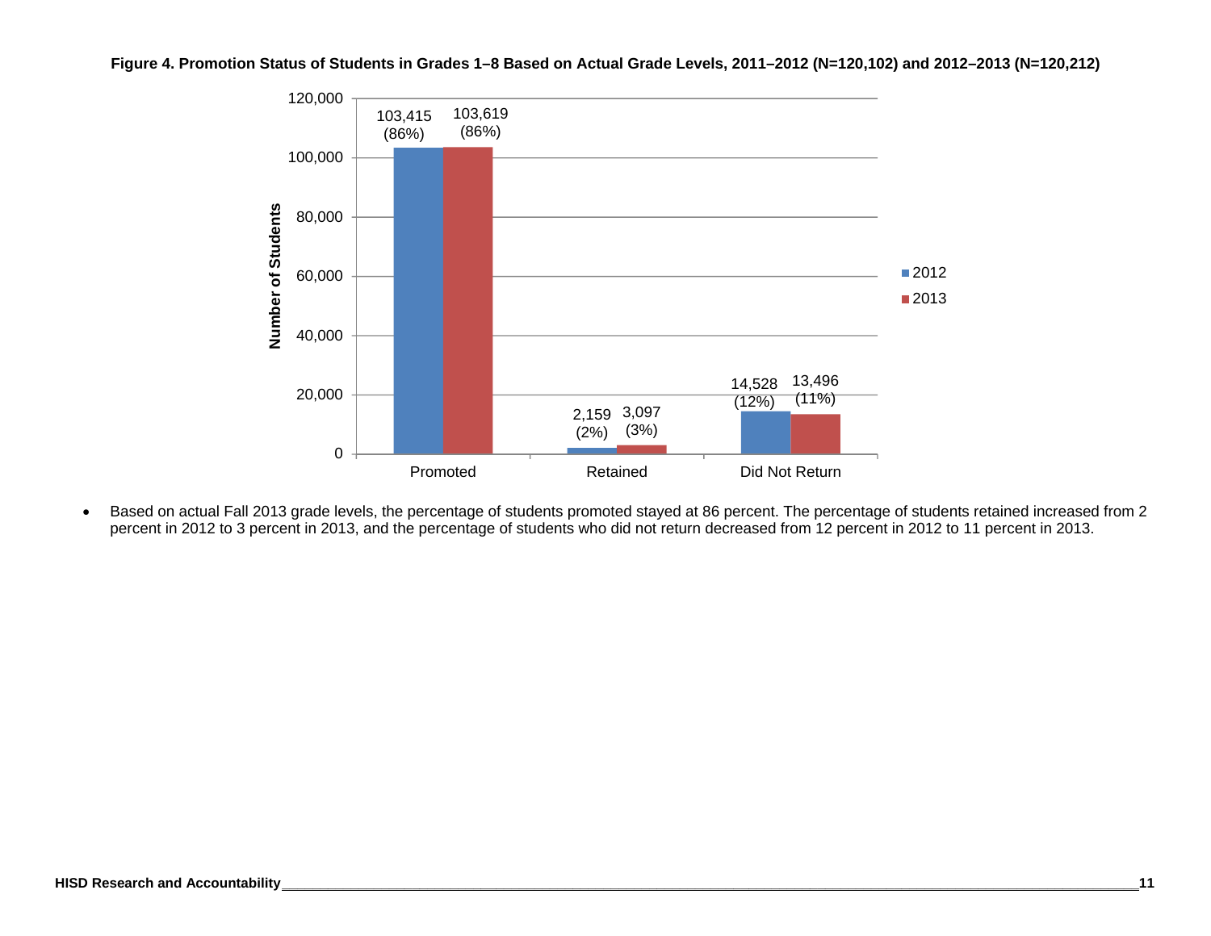**Figure 4. Promotion Status of Students in Grades 1–8 Based on Actual Grade Levels, 2011–2012 (N=120,102) and 2012–2013 (N=120,212)**

| | 2012 | 2013 |
|---|---|---|
| Promoted | 103,415 (86%) | 103,619 (86%) |
| Retained | 2,159 (2%) | 3,097 (3%) |
| Did Not Return | 14,528 (12%) | 13,496 (11%) |

- Based on actual Fall 2013 grade levels, the percentage of students promoted stayed at 86 percent. The percentage of students retained increased from 2 percent in 2012 to 3 percent in 2013, and the percentage of students who did not return decreased from 12 percent in 2012 to 11 percent in 2013.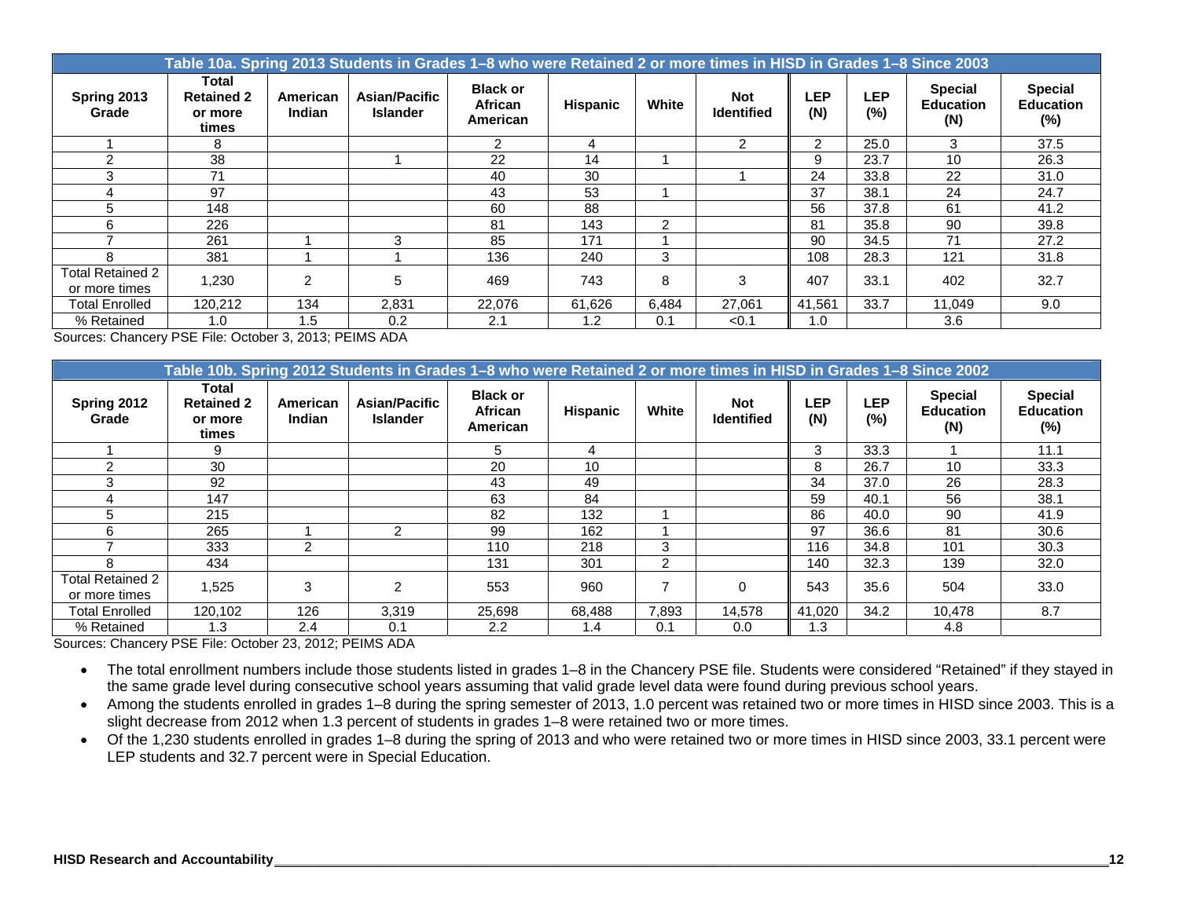**Table 10a. Spring 2013 Students in Grades 1–8 who were Retained 2 or more times in HISD in Grades 1–8 Since 2003**

| Spring 2013 Grade | Total Retained 2 or more times | American Indian | Asian/Pacific Islander | Black or African American | Hispanic | White | Not Identified | LEP (N) | LEP (%) | Special Education (N) | Special Education (%) |
|---|---|---|---|---|---|---|---|---|---|---|---|
| 1 | 8 | | | 2 | 4 | | 2 | 2 | 25.0 | 3 | 37.5 |
| 2 | 38 | | 1 | 22 | 14 | 1 | | 9 | 23.7 | 10 | 26.3 |
| 3 | 71 | | | 40 | 30 | | 1 | 24 | 33.8 | 22 | 31.0 |
| 4 | 97 | | | 43 | 53 | 1 | | 37 | 38.1 | 24 | 24.7 |
| 5 | 148 | | | 60 | 88 | | | 56 | 37.8 | 61 | 41.2 |
| 6 | 226 | | | 81 | 143 | 2 | | 81 | 35.8 | 90 | 39.8 |
| 7 | 261 | 1 | 3 | 85 | 171 | 1 | | 90 | 34.5 | 71 | 27.2 |
| 8 | 381 | 1 | 1 | 136 | 240 | 3 | | 108 | 28.3 | 121 | 31.8 |
| Total Retained 2 or more times | 1,230 | 2 | 5 | 469 | 743 | 8 | 3 | 407 | 33.1 | 402 | 32.7 |
| Total Enrolled | 120,212 | 134 | 2,831 | 22,076 | 61,626 | 6,484 | 27,061 | 41,561 | 33.7 | 11,049 | 9.0 |
| % Retained | 1.0 | 1.5 | 0.2 | 2.1 | 1.2 | 0.1 | <0.1 | 1.0 | | 3.6 | |

Sources: Chancery PSE File: October 3, 2013; PEIMS ADA

**Table 10b. Spring 2012 Students in Grades 1–8 who were Retained 2 or more times in HISD in Grades 1–8 Since 2002**

| Spring 2012 Grade | Total Retained 2 or more times | American Indian | Asian/Pacific Islander | Black or African American | Hispanic | White | Not Identified | LEP (N) | LEP (%) | Special Education (N) | Special Education (%) |
|---|---|---|---|---|---|---|---|---|---|---|---|
| 1 | 9 | | | 5 | 4 | | | 3 | 33.3 | 1 | 11.1 |
| 2 | 30 | | | 20 | 10 | | | 8 | 26.7 | 10 | 33.3 |
| 3 | 92 | | | 43 | 49 | | | 34 | 37.0 | 26 | 28.3 |
| 4 | 147 | | | 63 | 84 | | | 59 | 40.1 | 56 | 38.1 |
| 5 | 215 | | | 82 | 132 | 1 | | 86 | 40.0 | 90 | 41.9 |
| 6 | 265 | 1 | 2 | 99 | 162 | 1 | | 97 | 36.6 | 81 | 30.6 |
| 7 | 333 | 2 | | 110 | 218 | 3 | | 116 | 34.8 | 101 | 30.3 |
| 8 | 434 | | | 131 | 301 | 2 | | 140 | 32.3 | 139 | 32.0 |
| Total Retained 2 or more times | 1,525 | 3 | 2 | 553 | 960 | 7 | 0 | 543 | 35.6 | 504 | 33.0 |
| Total Enrolled | 120,102 | 126 | 3,319 | 25,698 | 68,488 | 7,893 | 14,578 | 41,020 | 34.2 | 10,478 | 8.7 |
| % Retained | 1.3 | 2.4 | 0.1 | 2.2 | 1.4 | 0.1 | 0.0 | 1.3 | | 4.8 | |

Sources: Chancery PSE File: October 23, 2012; PEIMS ADA

- The total enrollment numbers include those students listed in grades 1–8 in the Chancery PSE file. Students were considered "Retained" if they stayed in the same grade level during consecutive school years assuming that valid grade level data were found during previous school years.
- Among the students enrolled in grades 1–8 during the spring semester of 2013, 1.0 percent was retained two or more times in HISD since 2003. This is a slight decrease from 2012 when 1.3 percent of students in grades 1–8 were retained two or more times.
- Of the 1,230 students enrolled in grades 1–8 during the spring of 2013 and who were retained two or more times in HISD since 2003, 33.1 percent were LEP students and 32.7 percent were in Special Education.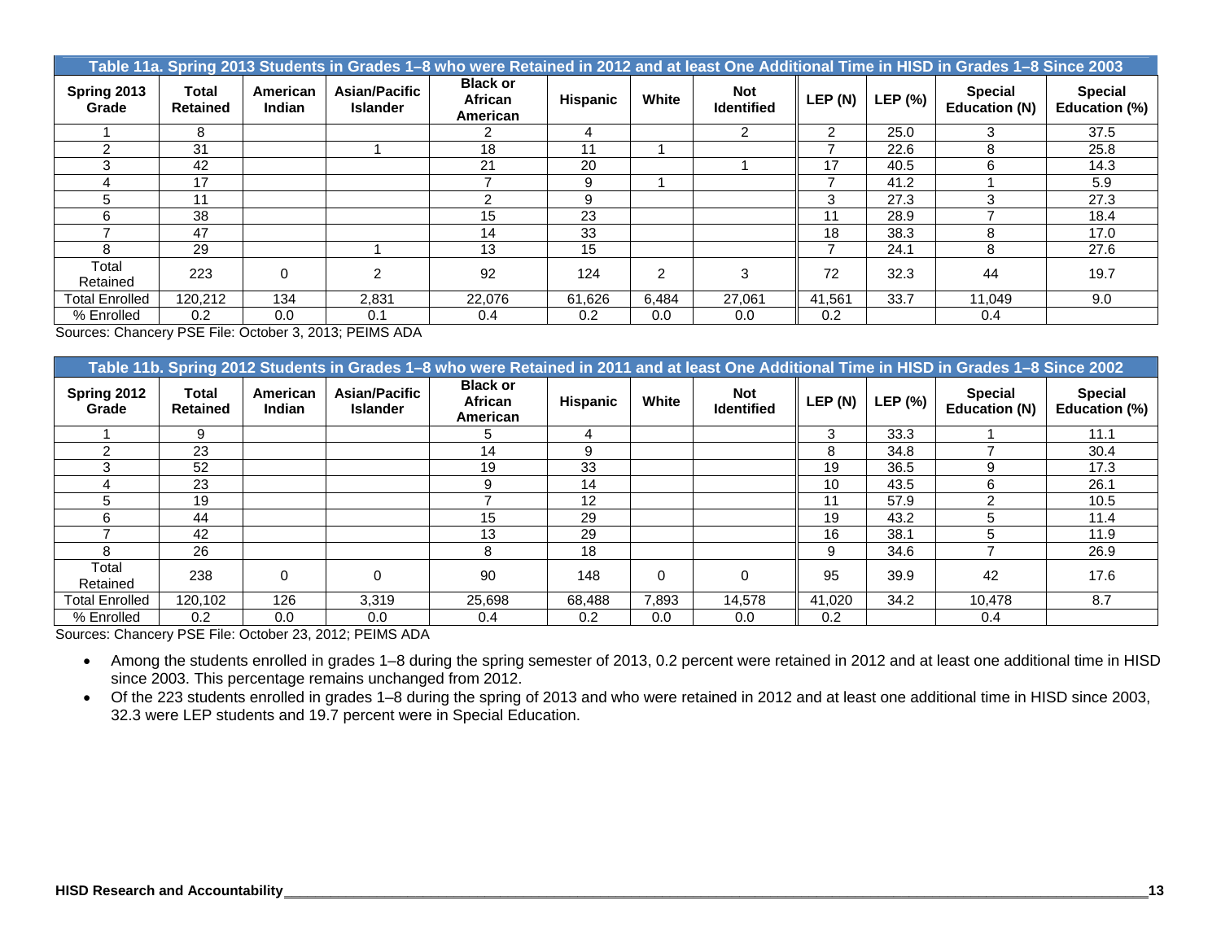**Table 11a. Spring 2013 Students in Grades 1–8 who were Retained in 2012 and at least One Additional Time in HISD in Grades 1–8 Since 2003**

| Spring 2013 Grade | Total Retained | American Indian | Asian/Pacific Islander | Black or African American | Hispanic | White | Not Identified | LEP (N) | LEP (%) | Special Education (N) | Special Education (%) |
|---|---|---|---|---|---|---|---|---|---|---|---|
| 1 | 8 | | | 2 | 4 | | 2 | 2 | 25.0 | 3 | 37.5 |
| 2 | 31 | | 1 | 18 | 11 | 1 | | 7 | 22.6 | 8 | 25.8 |
| 3 | 42 | | | 21 | 20 | | 1 | 17 | 40.5 | 6 | 14.3 |
| 4 | 17 | | | 7 | 9 | 1 | | 7 | 41.2 | 1 | 5.9 |
| 5 | 11 | | | 2 | 9 | | | 3 | 27.3 | 3 | 27.3 |
| 6 | 38 | | | 15 | 23 | | | 11 | 28.9 | 7 | 18.4 |
| 7 | 47 | | | 14 | 33 | | | 18 | 38.3 | 8 | 17.0 |
| 8 | 29 | | 1 | 13 | 15 | | | 7 | 24.1 | 8 | 27.6 |
| Total Retained | 223 | 0 | 2 | 92 | 124 | 2 | 3 | 72 | 32.3 | 44 | 19.7 |
| Total Enrolled | 120,212 | 134 | 2,831 | 22,076 | 61,626 | 6,484 | 27,061 | 41,561 | 33.7 | 11,049 | 9.0 |
| % Enrolled | 0.2 | 0.0 | 0.1 | 0.4 | 0.2 | 0.0 | 0.0 | 0.2 | | 0.4 | |

Sources: Chancery PSE File: October 3, 2013; PEIMS ADA

**Table 11b. Spring 2012 Students in Grades 1–8 who were Retained in 2011 and at least One Additional Time in HISD in Grades 1–8 Since 2002**

| Spring 2012 Grade | Total Retained | American Indian | Asian/Pacific Islander | Black or African American | Hispanic | White | Not Identified | LEP (N) | LEP (%) | Special Education (N) | Special Education (%) |
|---|---|---|---|---|---|---|---|---|---|---|---|
| 1 | 9 | | | 5 | 4 | | | 3 | 33.3 | 1 | 11.1 |
| 2 | 23 | | | 14 | 9 | | | 8 | 34.8 | 7 | 30.4 |
| 3 | 52 | | | 19 | 33 | | | 19 | 36.5 | 9 | 17.3 |
| 4 | 23 | | | 9 | 14 | | | 10 | 43.5 | 6 | 26.1 |
| 5 | 19 | | | 7 | 12 | | | 11 | 57.9 | 2 | 10.5 |
| 6 | 44 | | | 15 | 29 | | | 19 | 43.2 | 5 | 11.4 |
| 7 | 42 | | | 13 | 29 | | | 16 | 38.1 | 5 | 11.9 |
| 8 | 26 | | | 8 | 18 | | | 9 | 34.6 | 7 | 26.9 |
| Total Retained | 238 | 0 | 0 | 90 | 148 | 0 | 0 | 95 | 39.9 | 42 | 17.6 |
| Total Enrolled | 120,102 | 126 | 3,319 | 25,698 | 68,488 | 7,893 | 14,578 | 41,020 | 34.2 | 10,478 | 8.7 |
| % Enrolled | 0.2 | 0.0 | 0.0 | 0.4 | 0.2 | 0.0 | 0.0 | 0.2 | | 0.4 | |

Sources: Chancery PSE File: October 23, 2012; PEIMS ADA

- Among the students enrolled in grades 1–8 during the spring semester of 2013, 0.2 percent were retained in 2012 and at least one additional time in HISD since 2003. This percentage remains unchanged from 2012.
- Of the 223 students enrolled in grades 1–8 during the spring of 2013 and who were retained in 2012 and at least one additional time in HISD since 2003, 32.3 were LEP students and 19.7 percent were in Special Education.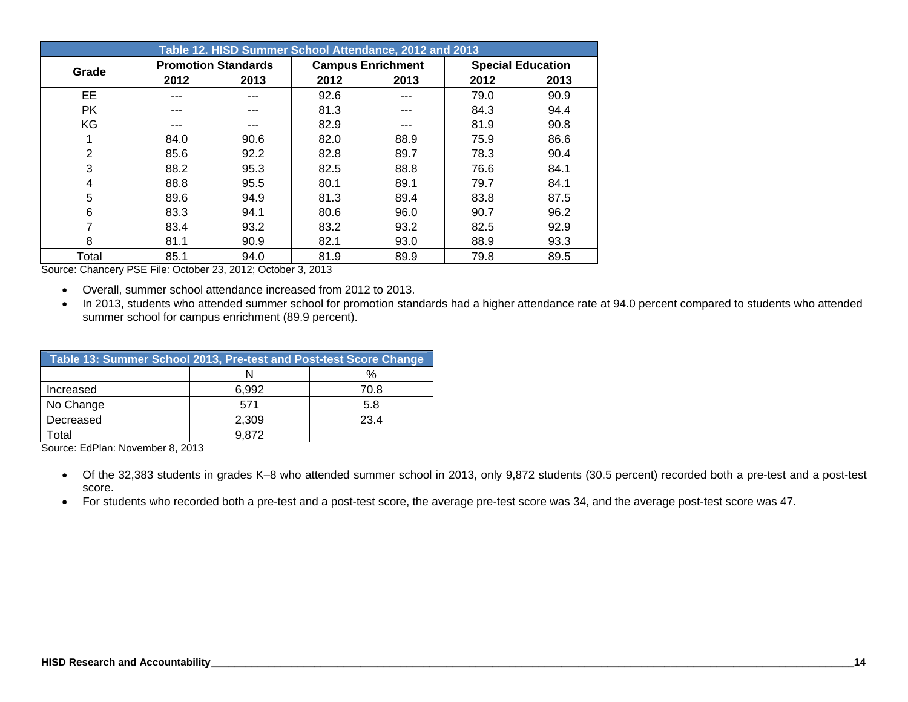| Table 12. HISD Summer School Attendance, 2012 and 2013 | | | | | | |
|---|---|---|---|---|---|---|
| Grade | Promotion Standards | | Campus Enrichment | | Special Education | |
| | 2012 | 2013 | 2012 | 2013 | 2012 | 2013 |
| EE | --- | --- | 92.6 | --- | 79.0 | 90.9 |
| PK | --- | --- | 81.3 | --- | 84.3 | 94.4 |
| KG | --- | --- | 82.9 | --- | 81.9 | 90.8 |
| 1 | 84.0 | 90.6 | 82.0 | 88.9 | 75.9 | 86.6 |
| 2 | 85.6 | 92.2 | 82.8 | 89.7 | 78.3 | 90.4 |
| 3 | 88.2 | 95.3 | 82.5 | 88.8 | 76.6 | 84.1 |
| 4 | 88.8 | 95.5 | 80.1 | 89.1 | 79.7 | 84.1 |
| 5 | 89.6 | 94.9 | 81.3 | 89.4 | 83.8 | 87.5 |
| 6 | 83.3 | 94.1 | 80.6 | 96.0 | 90.7 | 96.2 |
| 7 | 83.4 | 93.2 | 83.2 | 93.2 | 82.5 | 92.9 |
| 8 | 81.1 | 90.9 | 82.1 | 93.0 | 88.9 | 93.3 |
| Total | 85.1 | 94.0 | 81.9 | 89.9 | 79.8 | 89.5 |

Source: Chancery PSE File: October 23, 2012; October 3, 2013

- Overall, summer school attendance increased from 2012 to 2013.
- In 2013, students who attended summer school for promotion standards had a higher attendance rate at 94.0 percent compared to students who attended summer school for campus enrichment (89.9 percent).

| Table 13: Summer School 2013, Pre-test and Post-test Score Change | | |
|---|---|---|
| | N | % |
| Increased | 6,992 | 70.8 |
| No Change | 571 | 5.8 |
| Decreased | 2,309 | 23.4 |
| Total | 9,872 | |

Source: EdPlan: November 8, 2013

- Of the 32,383 students in grades K–8 who attended summer school in 2013, only 9,872 students (30.5 percent) recorded both a pre-test and a post-test score.
- For students who recorded both a pre-test and a post-test score, the average pre-test score was 34, and the average post-test score was 47.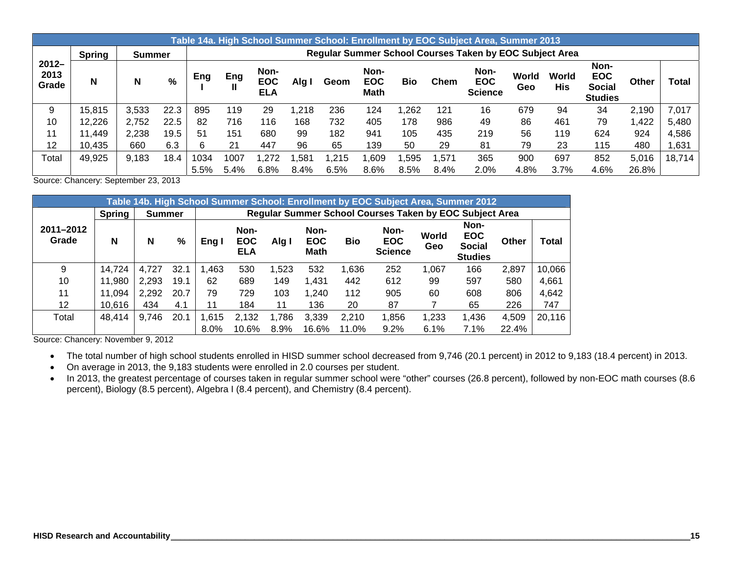**Table 14a. High School Summer School: Enrollment by EOC Subject Area, Summer 2013**

| 2012–2013 Grade | Spring | Summer | | Regular Summer School Courses Taken by EOC Subject Area | | | | | | | | | | | | | | |
|---|---|---|---|---|---|---|---|---|---|---|---|---|---|---|---|---|---|---|
| | N | N | % | Eng I | Eng II | Non-EOC ELA | Alg I | Geom | Non-EOC Math | Bio | Chem | Non-EOC Science | World Geo | World His | Non-EOC Social Studies | Other | Total |
| 9 | 15,815 | 3,533 | 22.3 | 895 | 119 | 29 | 1,218 | 236 | 124 | 1,262 | 121 | 16 | 679 | 94 | 34 | 2,190 | 7,017 |
| 10 | 12,226 | 2,752 | 22.5 | 82 | 716 | 116 | 168 | 732 | 405 | 178 | 986 | 49 | 86 | 461 | 79 | 1,422 | 5,480 |
| 11 | 11,449 | 2,238 | 19.5 | 51 | 151 | 680 | 99 | 182 | 941 | 105 | 435 | 219 | 56 | 119 | 624 | 924 | 4,586 |
| 12 | 10,435 | 660 | 6.3 | 6 | 21 | 447 | 96 | 65 | 139 | 50 | 29 | 81 | 79 | 23 | 115 | 480 | 1,631 |
| Total | 49,925 | 9,183 | 18.4 | 1034 | 1007 | 1,272 | 1,581 | 1,215 | 1,609 | 1,595 | 1,571 | 365 | 900 | 697 | 852 | 5,016 | 18,714 |
| | | | | 5.5% | 5.4% | 6.8% | 8.4% | 6.5% | 8.6% | 8.5% | 8.4% | 2.0% | 4.8% | 3.7% | 4.6% | 26.8% | |

Source: Chancery: September 23, 2013

**Table 14b. High School Summer School: Enrollment by EOC Subject Area, Summer 2012**

| 2011–2012 Grade | Spring | Summer | | Regular Summer School Courses Taken by EOC Subject Area | | | | | | | | | |
|---|---|---|---|---|---|---|---|---|---|---|---|---|---|
| | N | N | % | Eng I | Non-EOC ELA | Alg I | Non-EOC Math | Bio | Non-EOC Science | World Geo | Non-EOC Social Studies | Other | Total |
| 9 | 14,724 | 4,727 | 32.1 | 1,463 | 530 | 1,523 | 532 | 1,636 | 252 | 1,067 | 166 | 2,897 | 10,066 |
| 10 | 11,980 | 2,293 | 19.1 | 62 | 689 | 149 | 1,431 | 442 | 612 | 99 | 597 | 580 | 4,661 |
| 11 | 11,094 | 2,292 | 20.7 | 79 | 729 | 103 | 1,240 | 112 | 905 | 60 | 608 | 806 | 4,642 |
| 12 | 10,616 | 434 | 4.1 | 11 | 184 | 11 | 136 | 20 | 87 | 7 | 65 | 226 | 747 |
| Total | 48,414 | 9,746 | 20.1 | 1,615 | 2,132 | 1,786 | 3,339 | 2,210 | 1,856 | 1,233 | 1,436 | 4,509 | 20,116 |
| | | | | 8.0% | 10.6% | 8.9% | 16.6% | 11.0% | 9.2% | 6.1% | 7.1% | 22.4% | |

Source: Chancery: November 9, 2012

- The total number of high school students enrolled in HISD summer school decreased from 9,746 (20.1 percent) in 2012 to 9,183 (18.4 percent) in 2013.
- On average in 2013, the 9,183 students were enrolled in 2.0 courses per student.
- In 2013, the greatest percentage of courses taken in regular summer school were "other" courses (26.8 percent), followed by non-EOC math courses (8.6 percent), Biology (8.5 percent), Algebra I (8.4 percent), and Chemistry (8.4 percent).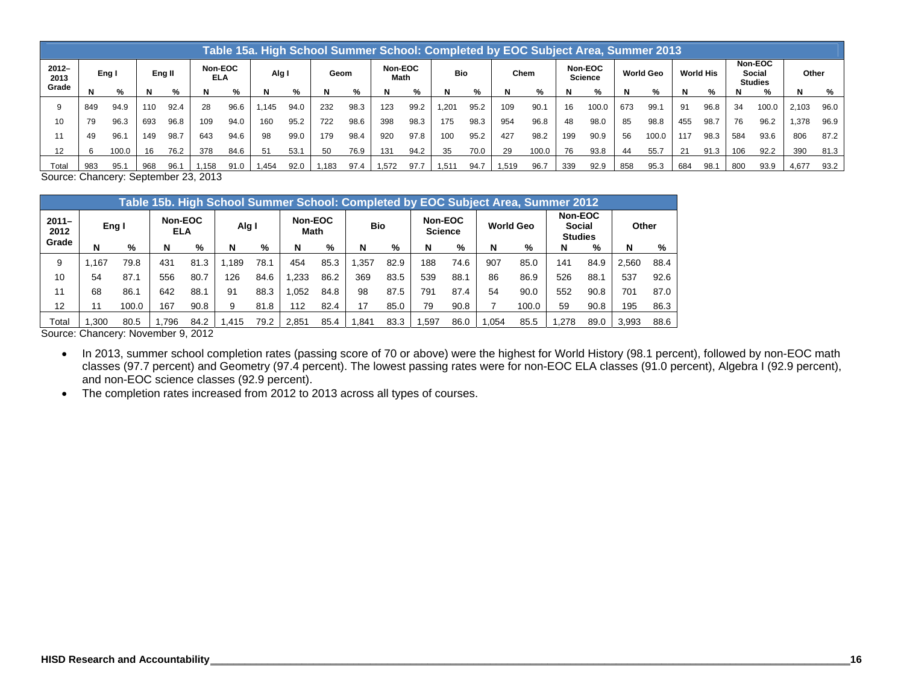| Table 15a. High School Summer School: Completed by EOC Subject Area, Summer 2013 | | | | | | | | | | | | | | | | | | | | | | | | | | |
|---|---|---|---|---|---|---|---|---|---|---|---|---|---|---|---|---|---|---|---|---|---|---|---|---|---|---|
| 2012–2013 Grade | Eng I | | Eng II | | Non-EOC ELA | | Alg I | | Geom | | Non-EOC Math | | Bio | | Chem | | Non-EOC Science | | World Geo | | World His | | Non-EOC Social Studies | | Other | |
| | N | % | N | % | N | % | N | % | N | % | N | % | N | % | N | % | N | % | N | % | N | % | N | % | N | % |
| 9 | 849 | 94.9 | 110 | 92.4 | 28 | 96.6 | 1,145 | 94.0 | 232 | 98.3 | 123 | 99.2 | 1,201 | 95.2 | 109 | 90.1 | 16 | 100.0 | 673 | 99.1 | 91 | 96.8 | 34 | 100.0 | 2,103 | 96.0 |
| 10 | 79 | 96.3 | 693 | 96.8 | 109 | 94.0 | 160 | 95.2 | 722 | 98.6 | 398 | 98.3 | 175 | 98.3 | 954 | 96.8 | 48 | 98.0 | 85 | 98.8 | 455 | 98.7 | 76 | 96.2 | 1,378 | 96.9 |
| 11 | 49 | 96.1 | 149 | 98.7 | 643 | 94.6 | 98 | 99.0 | 179 | 98.4 | 920 | 97.8 | 100 | 95.2 | 427 | 98.2 | 199 | 90.9 | 56 | 100.0 | 117 | 98.3 | 584 | 93.6 | 806 | 87.2 |
| 12 | 6 | 100.0 | 16 | 76.2 | 378 | 84.6 | 51 | 53.1 | 50 | 76.9 | 131 | 94.2 | 35 | 70.0 | 29 | 100.0 | 76 | 93.8 | 44 | 55.7 | 21 | 91.3 | 106 | 92.2 | 390 | 81.3 |
| Total | 983 | 95.1 | 968 | 96.1 | 1,158 | 91.0 | 1,454 | 92.0 | 1,183 | 97.4 | 1,572 | 97.7 | 1,511 | 94.7 | 1,519 | 96.7 | 339 | 92.9 | 858 | 95.3 | 684 | 98.1 | 800 | 93.9 | 4,677 | 93.2 |

Source: Chancery: September 23, 2013

| Table 15b. High School Summer School: Completed by EOC Subject Area, Summer 2012 | | | | | | | | | | | | | | | | | |
|---|---|---|---|---|---|---|---|---|---|---|---|---|---|---|---|---|---|
| 2011–2012 Grade | Eng I | | Non-EOC ELA | | Alg I | | Non-EOC Math | | Bio | | Non-EOC Science | | World Geo | | Non-EOC Social Studies | | Other | |
| | N | % | N | % | N | % | N | % | N | % | N | % | N | % | N | % | N | % |
| 9 | 1,167 | 79.8 | 431 | 81.3 | 1,189 | 78.1 | 454 | 85.3 | 1,357 | 82.9 | 188 | 74.6 | 907 | 85.0 | 141 | 84.9 | 2,560 | 88.4 |
| 10 | 54 | 87.1 | 556 | 80.7 | 126 | 84.6 | 1,233 | 86.2 | 369 | 83.5 | 539 | 88.1 | 86 | 86.9 | 526 | 88.1 | 537 | 92.6 |
| 11 | 68 | 86.1 | 642 | 88.1 | 91 | 88.3 | 1,052 | 84.8 | 98 | 87.5 | 791 | 87.4 | 54 | 90.0 | 552 | 90.8 | 701 | 87.0 |
| 12 | 11 | 100.0 | 167 | 90.8 | 9 | 81.8 | 112 | 82.4 | 17 | 85.0 | 79 | 90.8 | 7 | 100.0 | 59 | 90.8 | 195 | 86.3 |
| Total | 1,300 | 80.5 | 1,796 | 84.2 | 1,415 | 79.2 | 2,851 | 85.4 | 1,841 | 83.3 | 1,597 | 86.0 | 1,054 | 85.5 | 1,278 | 89.0 | 3,993 | 88.6 |

Source: Chancery: November 9, 2012

- In 2013, summer school completion rates (passing score of 70 or above) were the highest for World History (98.1 percent), followed by non-EOC math classes (97.7 percent) and Geometry (97.4 percent). The lowest passing rates were for non-EOC ELA classes (91.0 percent), Algebra I (92.9 percent), and non-EOC science classes (92.9 percent).
- The completion rates increased from 2012 to 2013 across all types of courses.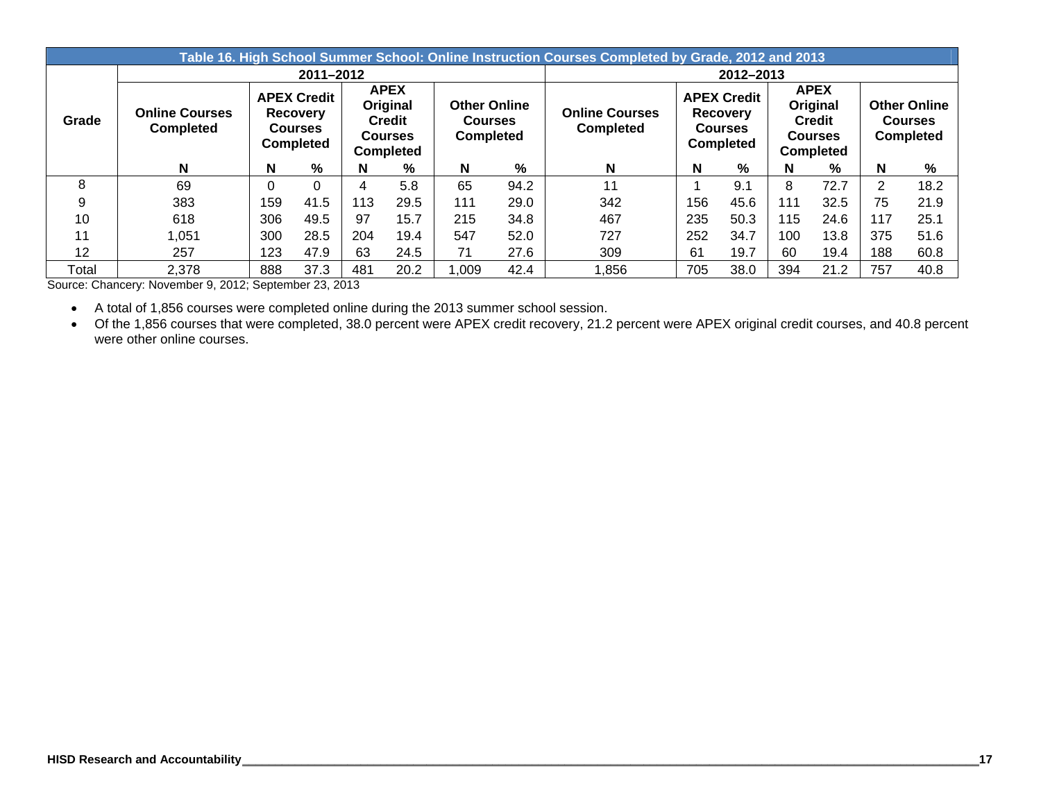**Table 16. High School Summer School: Online Instruction Courses Completed by Grade, 2012 and 2013**

| Grade | 2011–2012 | | | | | | | 2012–2013 | | | | | | |
|---|---|---|---|---|---|---|---|---|---|---|---|---|---|---|
| | Online Courses Completed | APEX Credit Recovery Courses Completed | | APEX Original Credit Courses Completed | | Other Online Courses Completed | | Online Courses Completed | APEX Credit Recovery Courses Completed | | APEX Original Credit Courses Completed | | Other Online Courses Completed | |
| | N | N | % | N | % | N | % | N | N | % | N | % | N | % |
| 8 | 69 | 0 | 0 | 4 | 5.8 | 65 | 94.2 | 11 | 1 | 9.1 | 8 | 72.7 | 2 | 18.2 |
| 9 | 383 | 159 | 41.5 | 113 | 29.5 | 111 | 29.0 | 342 | 156 | 45.6 | 111 | 32.5 | 75 | 21.9 |
| 10 | 618 | 306 | 49.5 | 97 | 15.7 | 215 | 34.8 | 467 | 235 | 50.3 | 115 | 24.6 | 117 | 25.1 |
| 11 | 1,051 | 300 | 28.5 | 204 | 19.4 | 547 | 52.0 | 727 | 252 | 34.7 | 100 | 13.8 | 375 | 51.6 |
| 12 | 257 | 123 | 47.9 | 63 | 24.5 | 71 | 27.6 | 309 | 61 | 19.7 | 60 | 19.4 | 188 | 60.8 |
| Total | 2,378 | 888 | 37.3 | 481 | 20.2 | 1,009 | 42.4 | 1,856 | 705 | 38.0 | 394 | 21.2 | 757 | 40.8 |

Source: Chancery: November 9, 2012; September 23, 2013

- A total of 1,856 courses were completed online during the 2013 summer school session.
- Of the 1,856 courses that were completed, 38.0 percent were APEX credit recovery, 21.2 percent were APEX original credit courses, and 40.8 percent were other online courses.